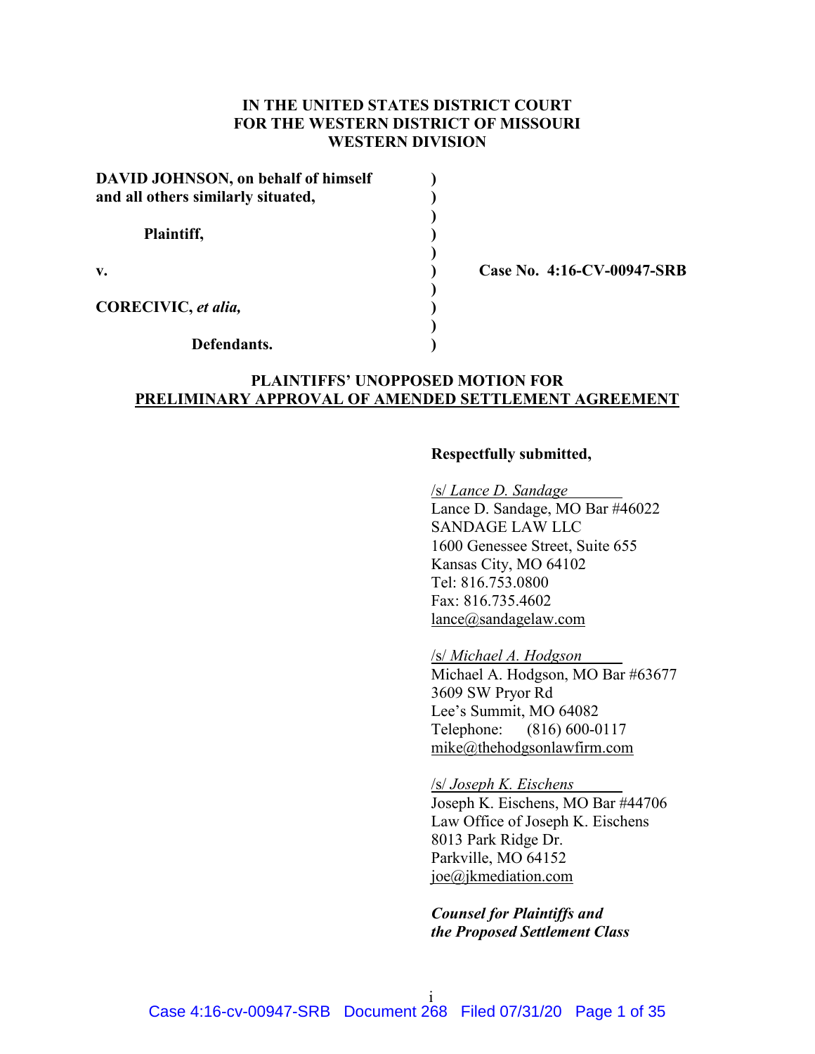**IN THE UNITED STATES DISTRICT COURT**
**FOR THE WESTERN DISTRICT OF MISSOURI**
**WESTERN DIVISION**

| | | |
|---|---|---|
| **DAVID JOHNSON, on behalf of himself and all others similarly situated,** | ) | |
| **Plaintiff,** | ) | |
| **v.** | ) | **Case No. 4:16-CV-00947-SRB** |
| **CORECIVIC, *et alia,*** | ) | |
| **Defendants.** | ) | |

**PLAINTIFFS' UNOPPOSED MOTION FOR**
**<u>PRELIMINARY APPROVAL OF AMENDED SETTLEMENT AGREEMENT</u>**

**Respectfully submitted,**

/s/ *Lance D. Sandage*
Lance D. Sandage, MO Bar #46022
SANDAGE LAW LLC
1600 Genessee Street, Suite 655
Kansas City, MO 64102
Tel: 816.753.0800
Fax: 816.735.4602
lance@sandagelaw.com

/s/ *Michael A. Hodgson*
Michael A. Hodgson, MO Bar #63677
3609 SW Pryor Rd
Lee's Summit, MO 64082
Telephone: (816) 600-0117
mike@thehodgsonlawfirm.com

/s/ *Joseph K. Eischens*
Joseph K. Eischens, MO Bar #44706
Law Office of Joseph K. Eischens
8013 Park Ridge Dr.
Parkville, MO 64152
joe@jkmediation.com

***Counsel for Plaintiffs and***
***the Proposed Settlement Class***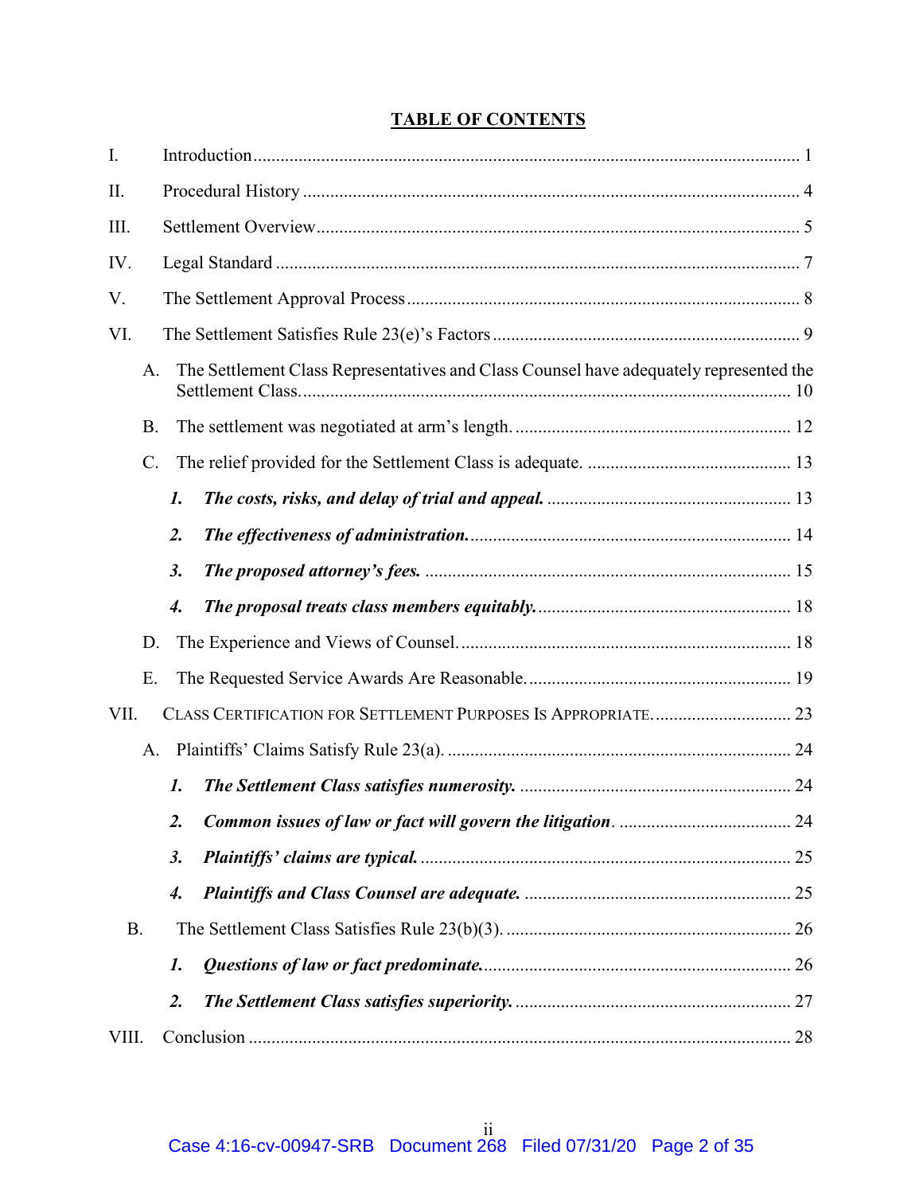# TABLE OF CONTENTS

I. Introduction ........................................................................................................................ 1

II. Procedural History ............................................................................................................. 4

III. Settlement Overview .......................................................................................................... 5

IV. Legal Standard ................................................................................................................... 7

V. The Settlement Approval Process ...................................................................................... 8

VI. The Settlement Satisfies Rule 23(e)'s Factors ................................................................... 9

   A. The Settlement Class Representatives and Class Counsel have adequately represented the Settlement Class. ........................................................................................................... 10

   B. The settlement was negotiated at arm's length. ............................................................. 12

   C. The relief provided for the Settlement Class is adequate. ............................................. 13

      ***1. The costs, risks, and delay of trial and appeal.*** ..................................................... 13

      ***2. The effectiveness of administration.*** ...................................................................... 14

      ***3. The proposed attorney's fees.*** ................................................................................ 15

      ***4. The proposal treats class members equitably.*** ....................................................... 18

   D. The Experience and Views of Counsel. ......................................................................... 18

   E. The Requested Service Awards Are Reasonable. .......................................................... 19

VII. CLASS CERTIFICATION FOR SETTLEMENT PURPOSES IS APPROPRIATE. .............................. 23

   A. Plaintiffs' Claims Satisfy Rule 23(a). ........................................................................... 24

      ***1. The Settlement Class satisfies numerosity.*** ........................................................... 24

      ***2. Common issues of law or fact will govern the litigation.*** ..................................... 24

      ***3. Plaintiffs' claims are typical.*** ................................................................................. 25

      ***4. Plaintiffs and Class Counsel are adequate.*** .......................................................... 25

   B. The Settlement Class Satisfies Rule 23(b)(3). ............................................................... 26

      ***1. Questions of law or fact predominate.*** .................................................................... 26

      ***2. The Settlement Class satisfies superiority.*** ............................................................ 27

VIII. Conclusion ...................................................................................................................... 28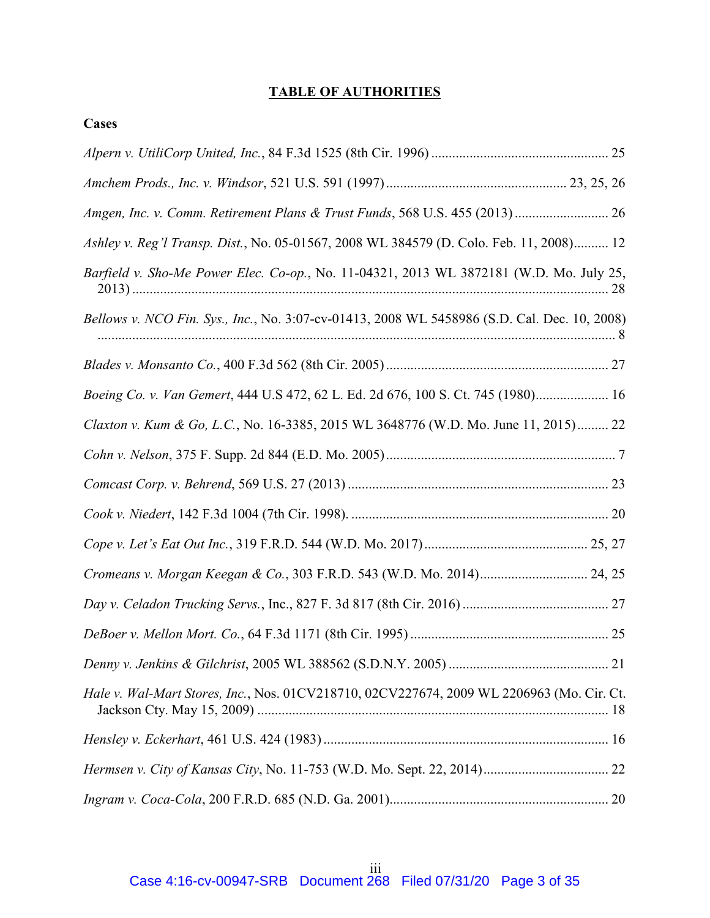## TABLE OF AUTHORITIES

### Cases

*Alpern v. UtiliCorp United, Inc.*, 84 F.3d 1525 (8th Cir. 1996) .................................................. 25

*Amchem Prods., Inc. v. Windsor*, 521 U.S. 591 (1997) .................................................. 23, 25, 26

*Amgen, Inc. v. Comm. Retirement Plans & Trust Funds*, 568 U.S. 455 (2013) .......................... 26

*Ashley v. Reg'l Transp. Dist.*, No. 05-01567, 2008 WL 384579 (D. Colo. Feb. 11, 2008).......... 12

*Barfield v. Sho-Me Power Elec. Co-op.*, No. 11-04321, 2013 WL 3872181 (W.D. Mo. July 25, 2013) ........................................................................................................................................ 28

*Bellows v. NCO Fin. Sys., Inc.*, No. 3:07-cv-01413, 2008 WL 5458986 (S.D. Cal. Dec. 10, 2008) ........................................................................................................................................... 8

*Blades v. Monsanto Co.*, 400 F.3d 562 (8th Cir. 2005) ................................................................ 27

*Boeing Co. v. Van Gemert*, 444 U.S 472, 62 L. Ed. 2d 676, 100 S. Ct. 745 (1980)..................... 16

*Claxton v. Kum & Go, L.C.*, No. 16-3385, 2015 WL 3648776 (W.D. Mo. June 11, 2015)......... 22

*Cohn v. Nelson*, 375 F. Supp. 2d 844 (E.D. Mo. 2005) ................................................................. 7

*Comcast Corp. v. Behrend*, 569 U.S. 27 (2013) .......................................................................... 23

*Cook v. Niedert*, 142 F.3d 1004 (7th Cir. 1998). ......................................................................... 20

*Cope v. Let's Eat Out Inc.*, 319 F.R.D. 544 (W.D. Mo. 2017) .............................................. 25, 27

*Cromeans v. Morgan Keegan & Co.*, 303 F.R.D. 543 (W.D. Mo. 2014)............................... 24, 25

*Day v. Celadon Trucking Servs.*, Inc., 827 F. 3d 817 (8th Cir. 2016) .......................................... 27

*DeBoer v. Mellon Mort. Co.*, 64 F.3d 1171 (8th Cir. 1995) ........................................................ 25

*Denny v. Jenkins & Gilchrist*, 2005 WL 388562 (S.D.N.Y. 2005) ............................................. 21

*Hale v. Wal-Mart Stores, Inc.*, Nos. 01CV218710, 02CV227674, 2009 WL 2206963 (Mo. Cir. Ct. Jackson Cty. May 15, 2009) .................................................................................................... 18

*Hensley v. Eckerhart*, 461 U.S. 424 (1983) ................................................................................. 16

*Hermsen v. City of Kansas City*, No. 11-753 (W.D. Mo. Sept. 22, 2014).................................... 22

*Ingram v. Coca-Cola*, 200 F.R.D. 685 (N.D. Ga. 2001).............................................................. 20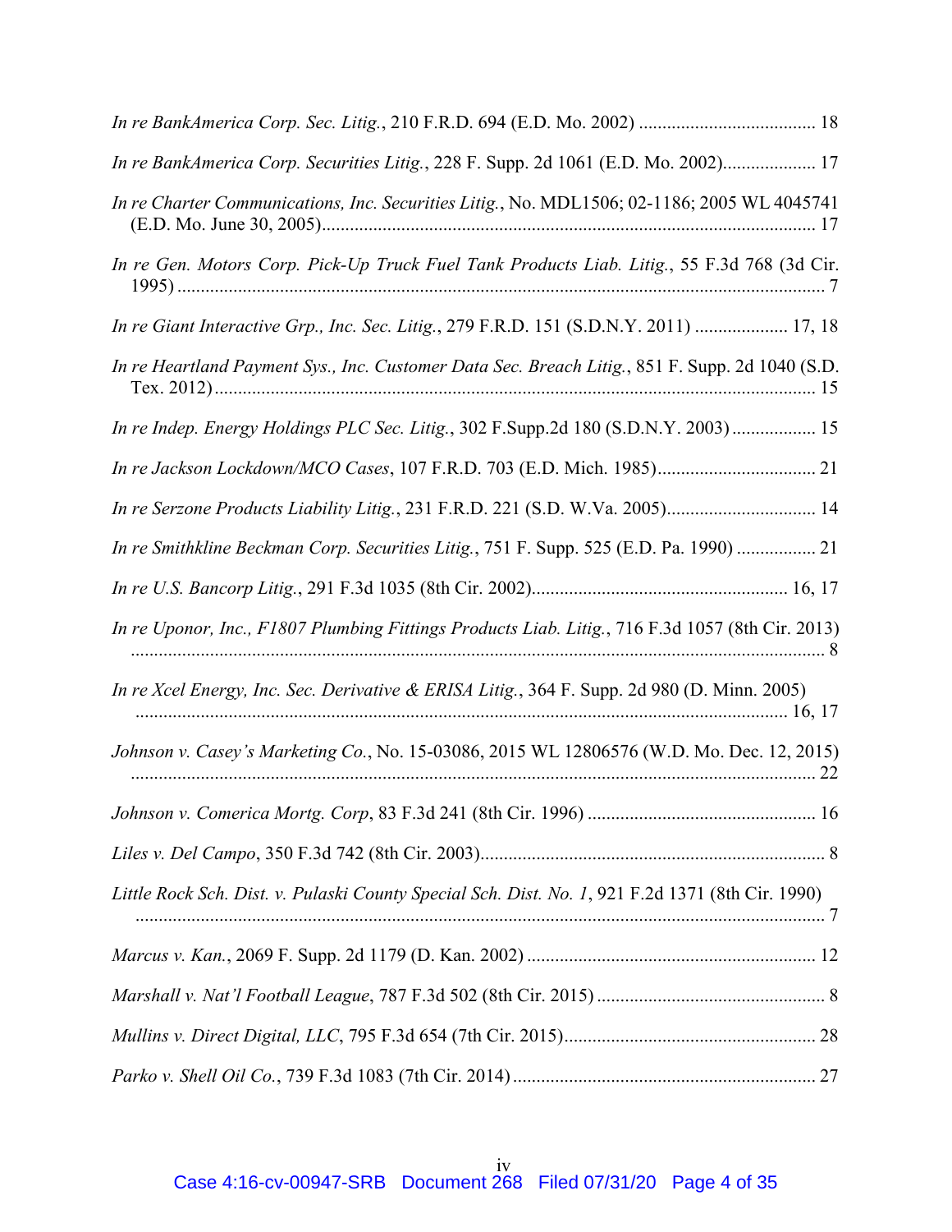*In re BankAmerica Corp. Sec. Litig.*, 210 F.R.D. 694 (E.D. Mo. 2002) ...................................... 18

*In re BankAmerica Corp. Securities Litig.*, 228 F. Supp. 2d 1061 (E.D. Mo. 2002).................... 17

*In re Charter Communications, Inc. Securities Litig.*, No. MDL1506; 02-1186; 2005 WL 4045741 (E.D. Mo. June 30, 2005)......................................................................................................... 17

*In re Gen. Motors Corp. Pick-Up Truck Fuel Tank Products Liab. Litig.*, 55 F.3d 768 (3d Cir. 1995) ......................................................................................................................................... 7

*In re Giant Interactive Grp., Inc. Sec. Litig.*, 279 F.R.D. 151 (S.D.N.Y. 2011) .................... 17, 18

*In re Heartland Payment Sys., Inc. Customer Data Sec. Breach Litig.*, 851 F. Supp. 2d 1040 (S.D. Tex. 2012)................................................................................................................................ 15

*In re Indep. Energy Holdings PLC Sec. Litig.*, 302 F.Supp.2d 180 (S.D.N.Y. 2003) .................. 15

*In re Jackson Lockdown/MCO Cases*, 107 F.R.D. 703 (E.D. Mich. 1985).................................. 21

*In re Serzone Products Liability Litig.*, 231 F.R.D. 221 (S.D. W.Va. 2005)................................ 14

*In re Smithkline Beckman Corp. Securities Litig.*, 751 F. Supp. 525 (E.D. Pa. 1990) ................. 21

*In re U.S. Bancorp Litig.*, 291 F.3d 1035 (8th Cir. 2002)....................................................... 16, 17

*In re Uponor, Inc., F1807 Plumbing Fittings Products Liab. Litig.*, 716 F.3d 1057 (8th Cir. 2013) ..................................................................................................................................................... 8

*In re Xcel Energy, Inc. Sec. Derivative & ERISA Litig.*, 364 F. Supp. 2d 980 (D. Minn. 2005) ........................................................................................................................................... 16, 17

*Johnson v. Casey's Marketing Co.*, No. 15-03086, 2015 WL 12806576 (W.D. Mo. Dec. 12, 2015) ................................................................................................................................................... 22

*Johnson v. Comerica Mortg. Corp*, 83 F.3d 241 (8th Cir. 1996) ................................................ 16

*Liles v. Del Campo*, 350 F.3d 742 (8th Cir. 2003)......................................................................... 8

*Little Rock Sch. Dist. v. Pulaski County Special Sch. Dist. No. 1*, 921 F.2d 1371 (8th Cir. 1990) ..................................................................................................................................................... 7

*Marcus v. Kan.*, 2069 F. Supp. 2d 1179 (D. Kan. 2002) ............................................................. 12

*Marshall v. Nat'l Football League*, 787 F.3d 502 (8th Cir. 2015) ................................................. 8

*Mullins v. Direct Digital, LLC*, 795 F.3d 654 (7th Cir. 2015)..................................................... 28

*Parko v. Shell Oil Co.*, 739 F.3d 1083 (7th Cir. 2014) ................................................................. 27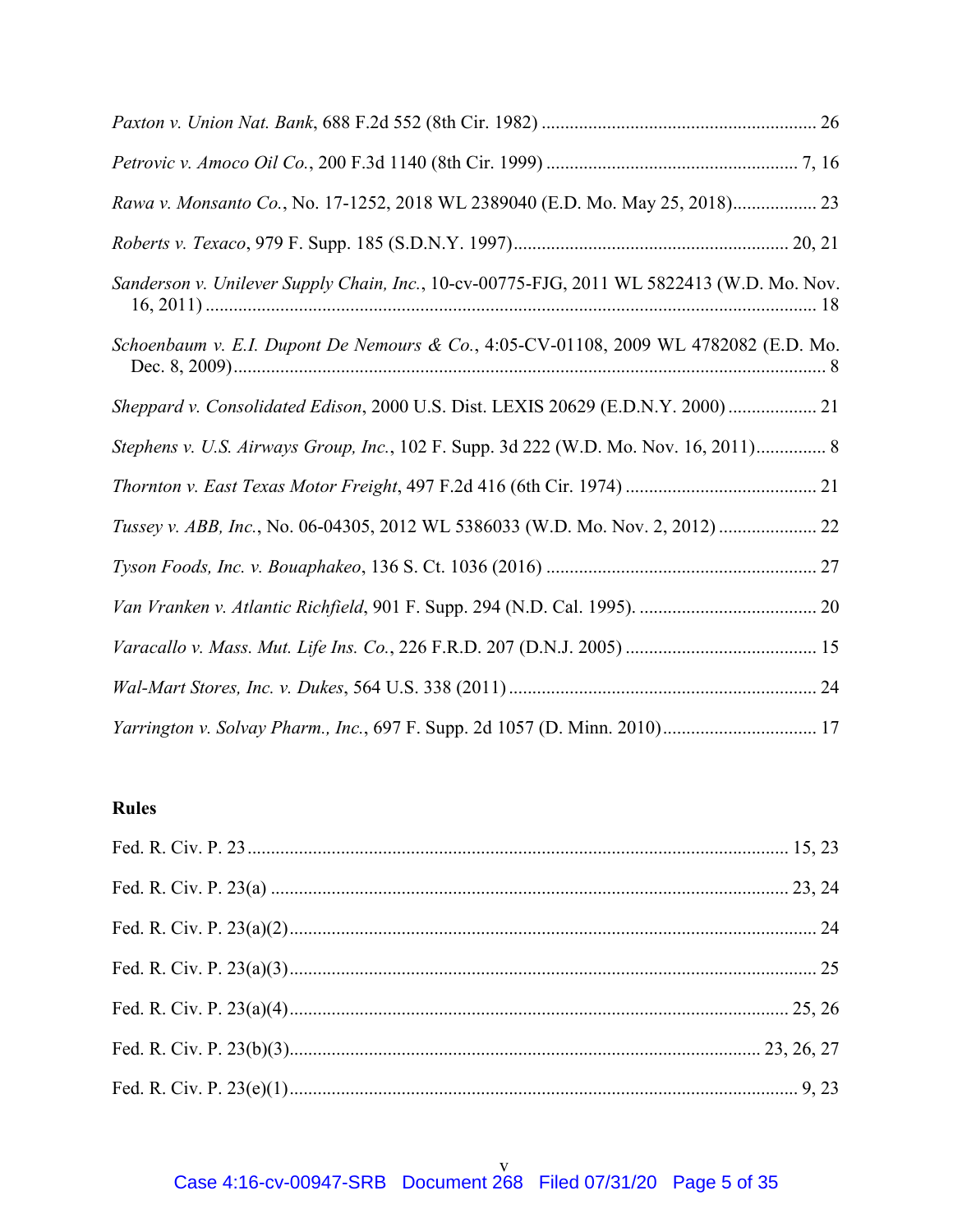*Paxton v. Union Nat. Bank*, 688 F.2d 552 (8th Cir. 1982) .......................................................... 26

*Petrovic v. Amoco Oil Co.*, 200 F.3d 1140 (8th Cir. 1999) ..................................................... 7, 16

*Rawa v. Monsanto Co.*, No. 17-1252, 2018 WL 2389040 (E.D. Mo. May 25, 2018).................. 23

*Roberts v. Texaco*, 979 F. Supp. 185 (S.D.N.Y. 1997).......................................................... 20, 21

*Sanderson v. Unilever Supply Chain, Inc.*, 10-cv-00775-FJG, 2011 WL 5822413 (W.D. Mo. Nov. 16, 2011) .................................................................................................................................. 18

*Schoenbaum v. E.I. Dupont De Nemours & Co.*, 4:05-CV-01108, 2009 WL 4782082 (E.D. Mo. Dec. 8, 2009)............................................................................................................................... 8

*Sheppard v. Consolidated Edison*, 2000 U.S. Dist. LEXIS 20629 (E.D.N.Y. 2000) ................... 21

*Stephens v. U.S. Airways Group, Inc.*, 102 F. Supp. 3d 222 (W.D. Mo. Nov. 16, 2011)............... 8

*Thornton v. East Texas Motor Freight*, 497 F.2d 416 (6th Cir. 1974) ......................................... 21

*Tussey v. ABB, Inc.*, No. 06-04305, 2012 WL 5386033 (W.D. Mo. Nov. 2, 2012) ..................... 22

*Tyson Foods, Inc. v. Bouaphakeo*, 136 S. Ct. 1036 (2016) .......................................................... 27

*Van Vranken v. Atlantic Richfield*, 901 F. Supp. 294 (N.D. Cal. 1995). ...................................... 20

*Varacallo v. Mass. Mut. Life Ins. Co.*, 226 F.R.D. 207 (D.N.J. 2005) ......................................... 15

*Wal-Mart Stores, Inc. v. Dukes*, 564 U.S. 338 (2011) ................................................................. 24

*Yarrington v. Solvay Pharm., Inc.*, 697 F. Supp. 2d 1057 (D. Minn. 2010)................................. 17

**Rules**

Fed. R. Civ. P. 23.................................................................................................................. 15, 23

Fed. R. Civ. P. 23(a) .............................................................................................................. 23, 24

Fed. R. Civ. P. 23(a)(2)................................................................................................................ 24

Fed. R. Civ. P. 23(a)(3)................................................................................................................ 25

Fed. R. Civ. P. 23(a)(4)........................................................................................................... 25, 26

Fed. R. Civ. P. 23(b)(3).................................................................................................... 23, 26, 27

Fed. R. Civ. P. 23(e)(1)............................................................................................................. 9, 23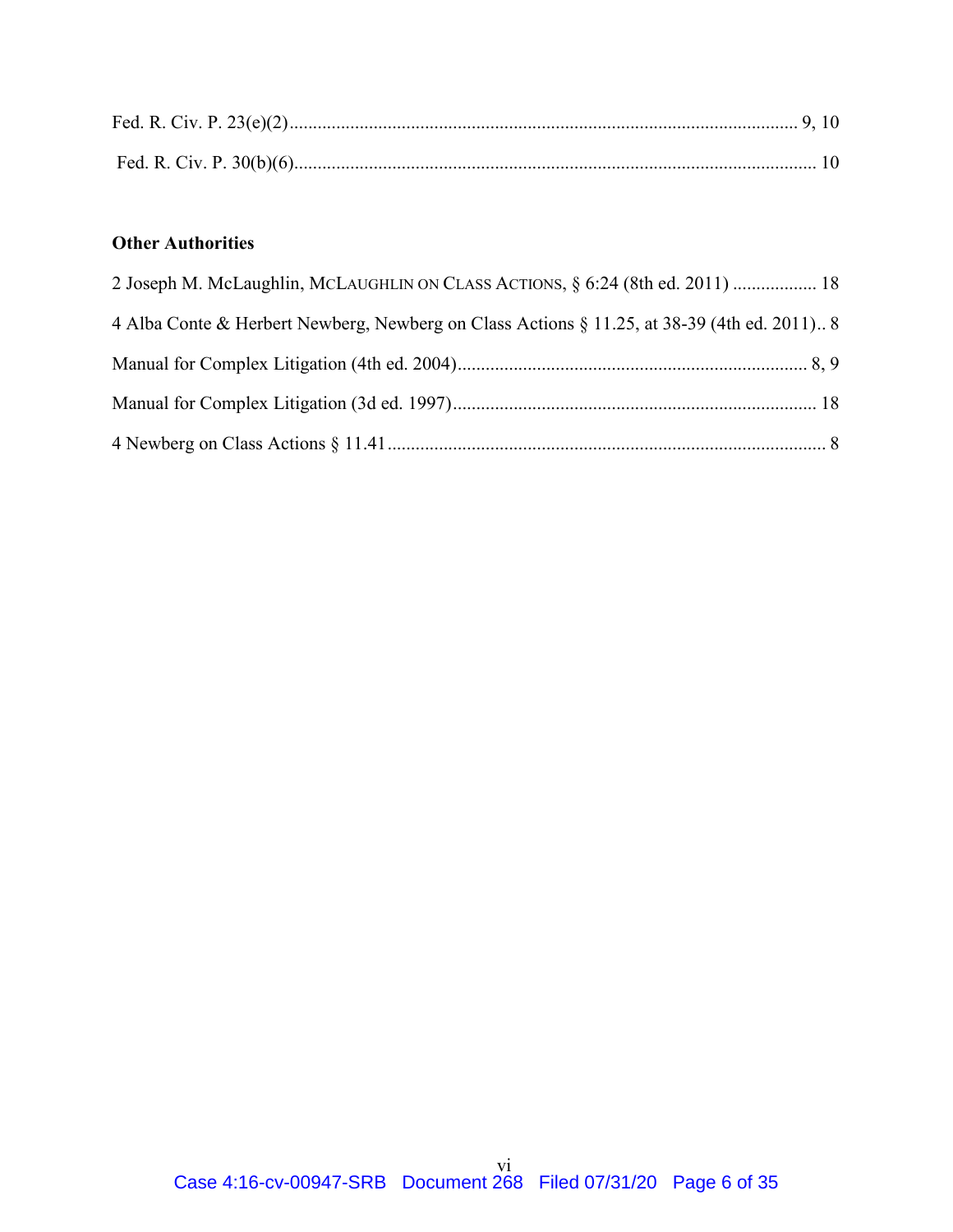Fed. R. Civ. P. 23(e)(2)............................................................................................................ 9, 10

Fed. R. Civ. P. 30(b)(6)............................................................................................................... 10

**Other Authorities**

2 Joseph M. McLaughlin, MCLAUGHLIN ON CLASS ACTIONS, § 6:24 (8th ed. 2011) .................. 18

4 Alba Conte & Herbert Newberg, Newberg on Class Actions § 11.25, at 38-39 (4th ed. 2011).. 8

Manual for Complex Litigation (4th ed. 2004)........................................................................... 8, 9

Manual for Complex Litigation (3d ed. 1997)............................................................................. 18

4 Newberg on Class Actions § 11.41.............................................................................................. 8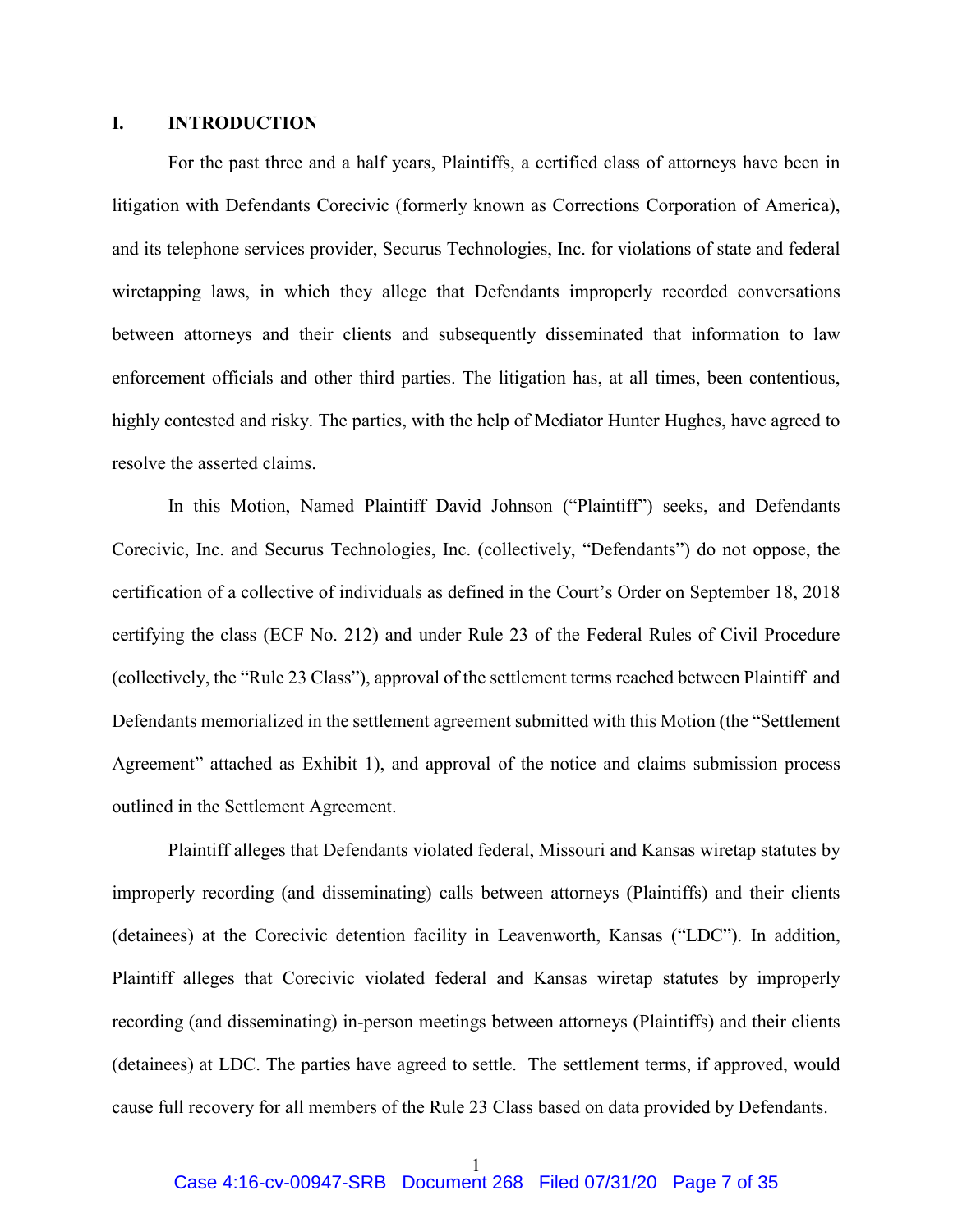## I. INTRODUCTION

For the past three and a half years, Plaintiffs, a certified class of attorneys have been in litigation with Defendants Corecivic (formerly known as Corrections Corporation of America), and its telephone services provider, Securus Technologies, Inc. for violations of state and federal wiretapping laws, in which they allege that Defendants improperly recorded conversations between attorneys and their clients and subsequently disseminated that information to law enforcement officials and other third parties. The litigation has, at all times, been contentious, highly contested and risky. The parties, with the help of Mediator Hunter Hughes, have agreed to resolve the asserted claims.

In this Motion, Named Plaintiff David Johnson ("Plaintiff") seeks, and Defendants Corecivic, Inc. and Securus Technologies, Inc. (collectively, "Defendants") do not oppose, the certification of a collective of individuals as defined in the Court's Order on September 18, 2018 certifying the class (ECF No. 212) and under Rule 23 of the Federal Rules of Civil Procedure (collectively, the "Rule 23 Class"), approval of the settlement terms reached between Plaintiff and Defendants memorialized in the settlement agreement submitted with this Motion (the "Settlement Agreement" attached as Exhibit 1), and approval of the notice and claims submission process outlined in the Settlement Agreement.

Plaintiff alleges that Defendants violated federal, Missouri and Kansas wiretap statutes by improperly recording (and disseminating) calls between attorneys (Plaintiffs) and their clients (detainees) at the Corecivic detention facility in Leavenworth, Kansas ("LDC"). In addition, Plaintiff alleges that Corecivic violated federal and Kansas wiretap statutes by improperly recording (and disseminating) in-person meetings between attorneys (Plaintiffs) and their clients (detainees) at LDC. The parties have agreed to settle. The settlement terms, if approved, would cause full recovery for all members of the Rule 23 Class based on data provided by Defendants.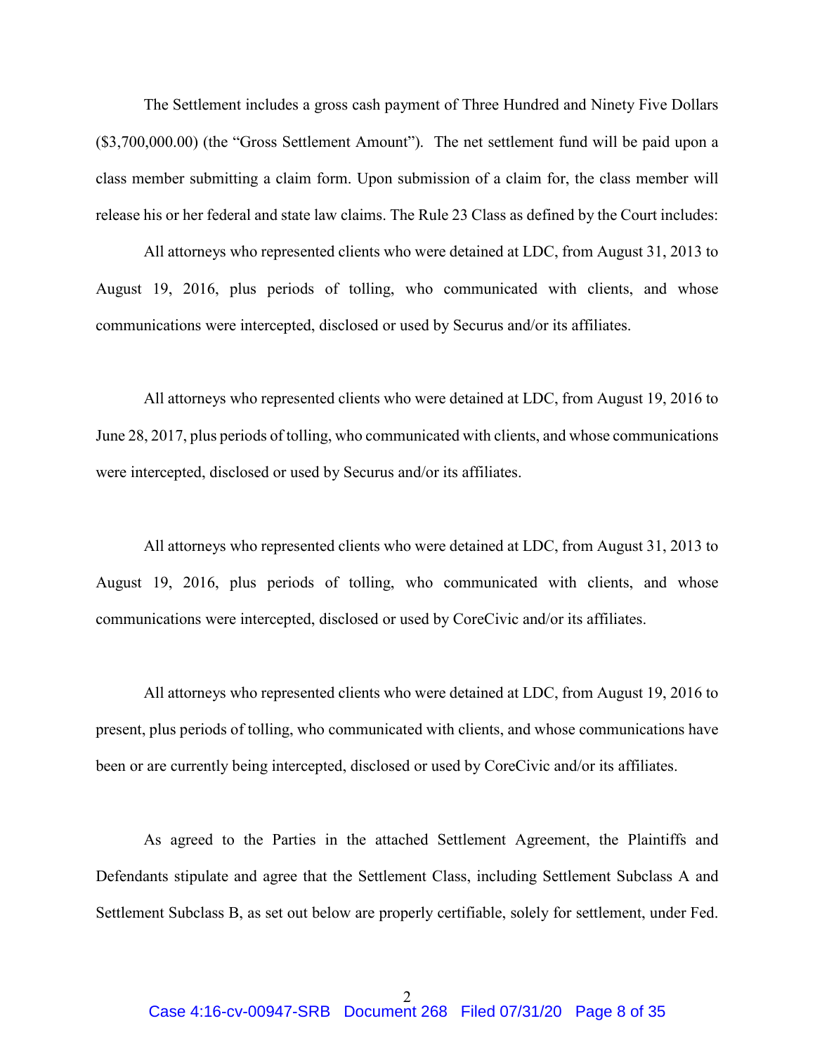The Settlement includes a gross cash payment of Three Hundred and Ninety Five Dollars ($3,700,000.00) (the "Gross Settlement Amount"). The net settlement fund will be paid upon a class member submitting a claim form. Upon submission of a claim for, the class member will release his or her federal and state law claims. The Rule 23 Class as defined by the Court includes:

All attorneys who represented clients who were detained at LDC, from August 31, 2013 to August 19, 2016, plus periods of tolling, who communicated with clients, and whose communications were intercepted, disclosed or used by Securus and/or its affiliates.

All attorneys who represented clients who were detained at LDC, from August 19, 2016 to June 28, 2017, plus periods of tolling, who communicated with clients, and whose communications were intercepted, disclosed or used by Securus and/or its affiliates.

All attorneys who represented clients who were detained at LDC, from August 31, 2013 to August 19, 2016, plus periods of tolling, who communicated with clients, and whose communications were intercepted, disclosed or used by CoreCivic and/or its affiliates.

All attorneys who represented clients who were detained at LDC, from August 19, 2016 to present, plus periods of tolling, who communicated with clients, and whose communications have been or are currently being intercepted, disclosed or used by CoreCivic and/or its affiliates.

As agreed to the Parties in the attached Settlement Agreement, the Plaintiffs and Defendants stipulate and agree that the Settlement Class, including Settlement Subclass A and Settlement Subclass B, as set out below are properly certifiable, solely for settlement, under Fed.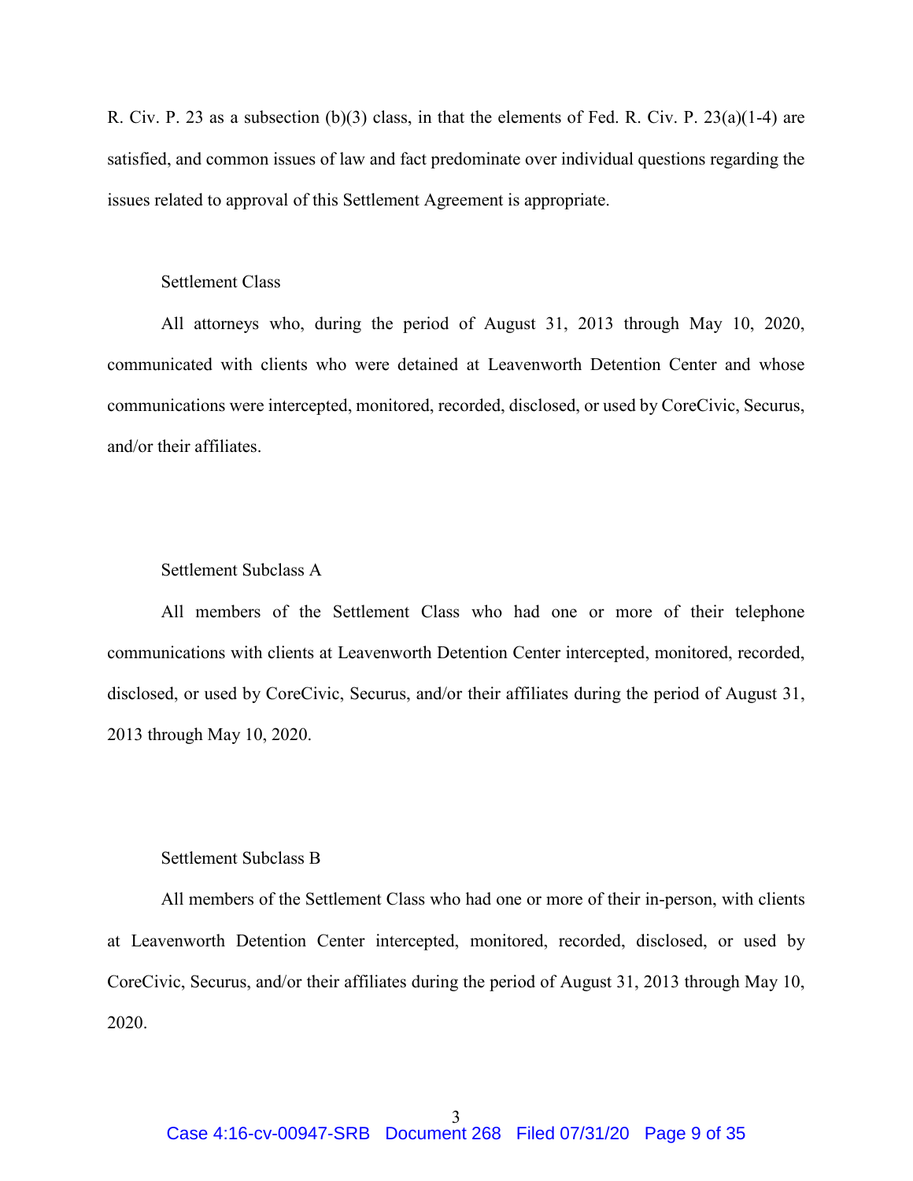R. Civ. P. 23 as a subsection (b)(3) class, in that the elements of Fed. R. Civ. P. 23(a)(1-4) are satisfied, and common issues of law and fact predominate over individual questions regarding the issues related to approval of this Settlement Agreement is appropriate.

Settlement Class

All attorneys who, during the period of August 31, 2013 through May 10, 2020, communicated with clients who were detained at Leavenworth Detention Center and whose communications were intercepted, monitored, recorded, disclosed, or used by CoreCivic, Securus, and/or their affiliates.

Settlement Subclass A

All members of the Settlement Class who had one or more of their telephone communications with clients at Leavenworth Detention Center intercepted, monitored, recorded, disclosed, or used by CoreCivic, Securus, and/or their affiliates during the period of August 31, 2013 through May 10, 2020.

Settlement Subclass B

All members of the Settlement Class who had one or more of their in-person, with clients at Leavenworth Detention Center intercepted, monitored, recorded, disclosed, or used by CoreCivic, Securus, and/or their affiliates during the period of August 31, 2013 through May 10, 2020.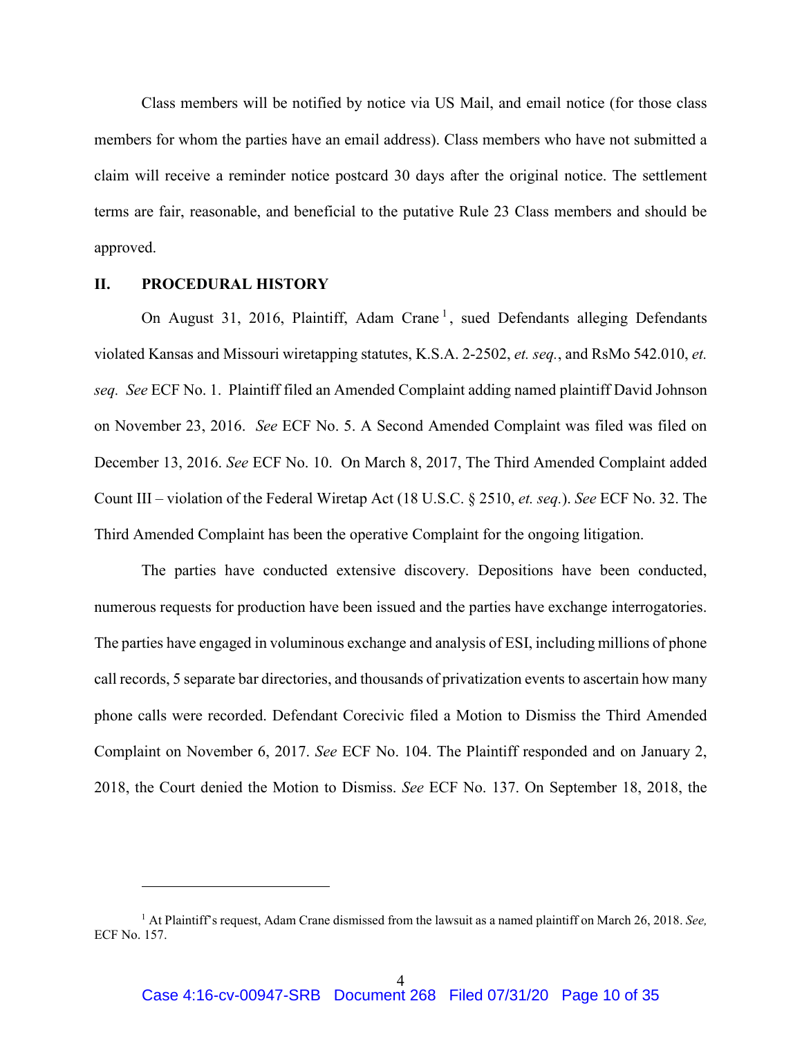Class members will be notified by notice via US Mail, and email notice (for those class members for whom the parties have an email address). Class members who have not submitted a claim will receive a reminder notice postcard 30 days after the original notice. The settlement terms are fair, reasonable, and beneficial to the putative Rule 23 Class members and should be approved.

## II. PROCEDURAL HISTORY

On August 31, 2016, Plaintiff, Adam Crane [1], sued Defendants alleging Defendants violated Kansas and Missouri wiretapping statutes, K.S.A. 2-2502, *et. seq.*, and RsMo 542.010, *et. seq*. *See* ECF No. 1. Plaintiff filed an Amended Complaint adding named plaintiff David Johnson on November 23, 2016. *See* ECF No. 5. A Second Amended Complaint was filed was filed on December 13, 2016. *See* ECF No. 10. On March 8, 2017, The Third Amended Complaint added Count III – violation of the Federal Wiretap Act (18 U.S.C. § 2510, *et. seq.*). *See* ECF No. 32. The Third Amended Complaint has been the operative Complaint for the ongoing litigation.

The parties have conducted extensive discovery. Depositions have been conducted, numerous requests for production have been issued and the parties have exchange interrogatories. The parties have engaged in voluminous exchange and analysis of ESI, including millions of phone call records, 5 separate bar directories, and thousands of privatization events to ascertain how many phone calls were recorded. Defendant Corecivic filed a Motion to Dismiss the Third Amended Complaint on November 6, 2017. *See* ECF No. 104. The Plaintiff responded and on January 2, 2018, the Court denied the Motion to Dismiss. *See* ECF No. 137. On September 18, 2018, the

---

[1] At Plaintiff's request, Adam Crane dismissed from the lawsuit as a named plaintiff on March 26, 2018. *See,* ECF No. 157.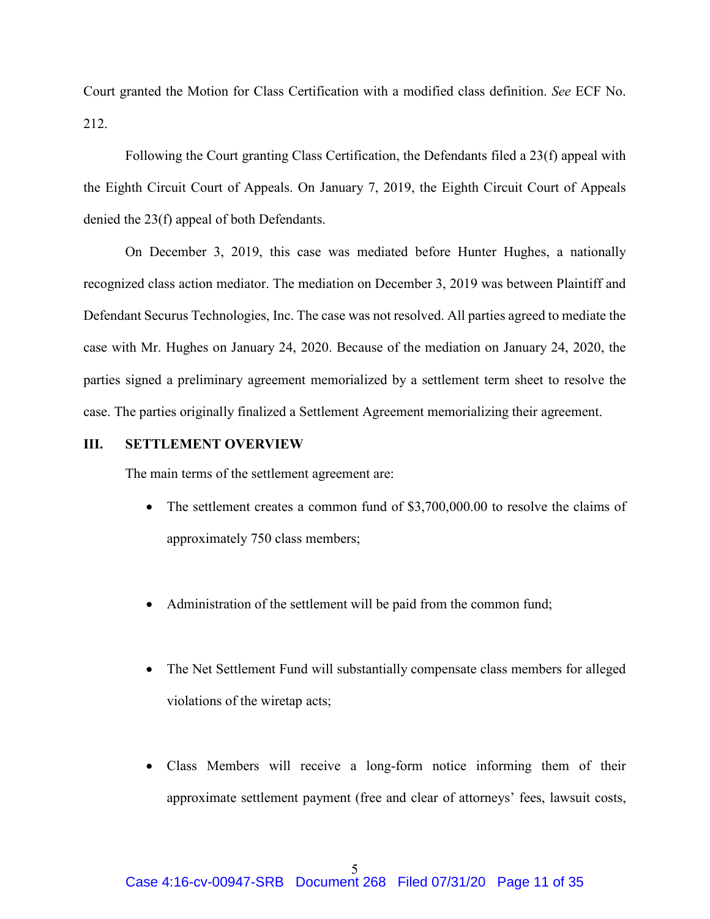Court granted the Motion for Class Certification with a modified class definition. *See* ECF No. 212.

Following the Court granting Class Certification, the Defendants filed a 23(f) appeal with the Eighth Circuit Court of Appeals. On January 7, 2019, the Eighth Circuit Court of Appeals denied the 23(f) appeal of both Defendants.

On December 3, 2019, this case was mediated before Hunter Hughes, a nationally recognized class action mediator. The mediation on December 3, 2019 was between Plaintiff and Defendant Securus Technologies, Inc. The case was not resolved. All parties agreed to mediate the case with Mr. Hughes on January 24, 2020. Because of the mediation on January 24, 2020, the parties signed a preliminary agreement memorialized by a settlement term sheet to resolve the case. The parties originally finalized a Settlement Agreement memorializing their agreement.

## III. SETTLEMENT OVERVIEW

The main terms of the settlement agreement are:

- The settlement creates a common fund of $3,700,000.00 to resolve the claims of approximately 750 class members;

- Administration of the settlement will be paid from the common fund;

- The Net Settlement Fund will substantially compensate class members for alleged violations of the wiretap acts;

- Class Members will receive a long-form notice informing them of their approximate settlement payment (free and clear of attorneys' fees, lawsuit costs,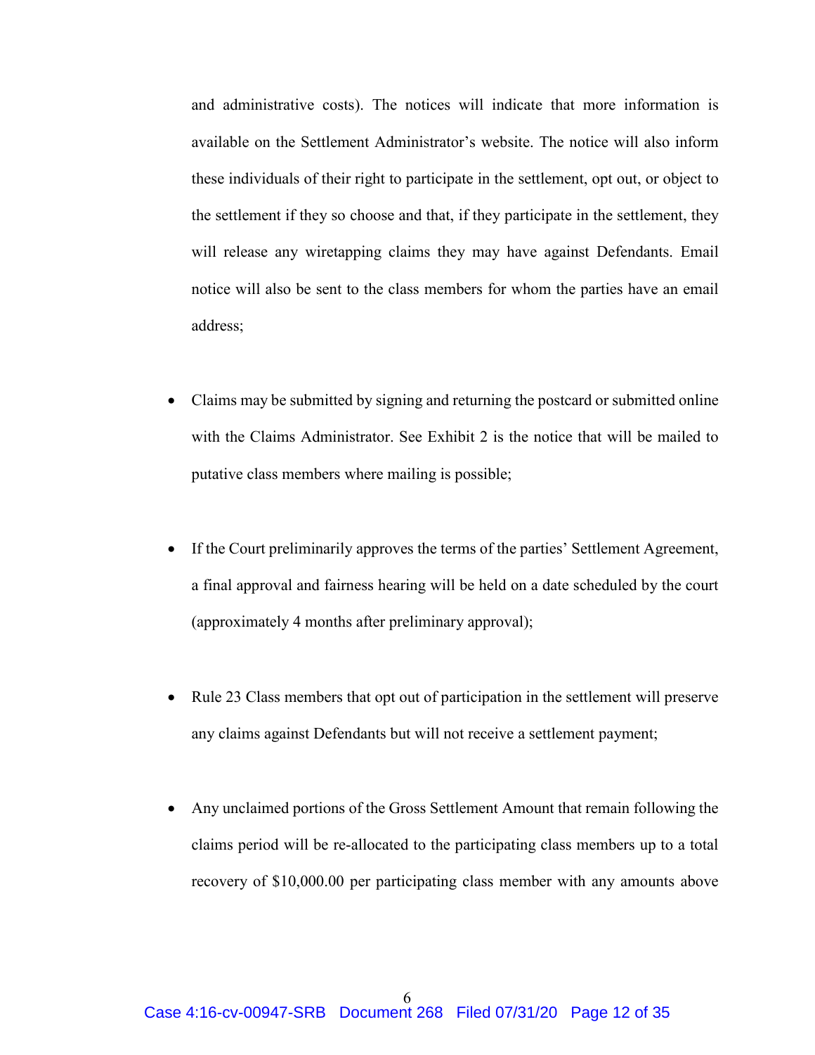and administrative costs). The notices will indicate that more information is available on the Settlement Administrator's website. The notice will also inform these individuals of their right to participate in the settlement, opt out, or object to the settlement if they so choose and that, if they participate in the settlement, they will release any wiretapping claims they may have against Defendants. Email notice will also be sent to the class members for whom the parties have an email address;

- Claims may be submitted by signing and returning the postcard or submitted online with the Claims Administrator. See Exhibit 2 is the notice that will be mailed to putative class members where mailing is possible;

- If the Court preliminarily approves the terms of the parties' Settlement Agreement, a final approval and fairness hearing will be held on a date scheduled by the court (approximately 4 months after preliminary approval);

- Rule 23 Class members that opt out of participation in the settlement will preserve any claims against Defendants but will not receive a settlement payment;

- Any unclaimed portions of the Gross Settlement Amount that remain following the claims period will be re-allocated to the participating class members up to a total recovery of $10,000.00 per participating class member with any amounts above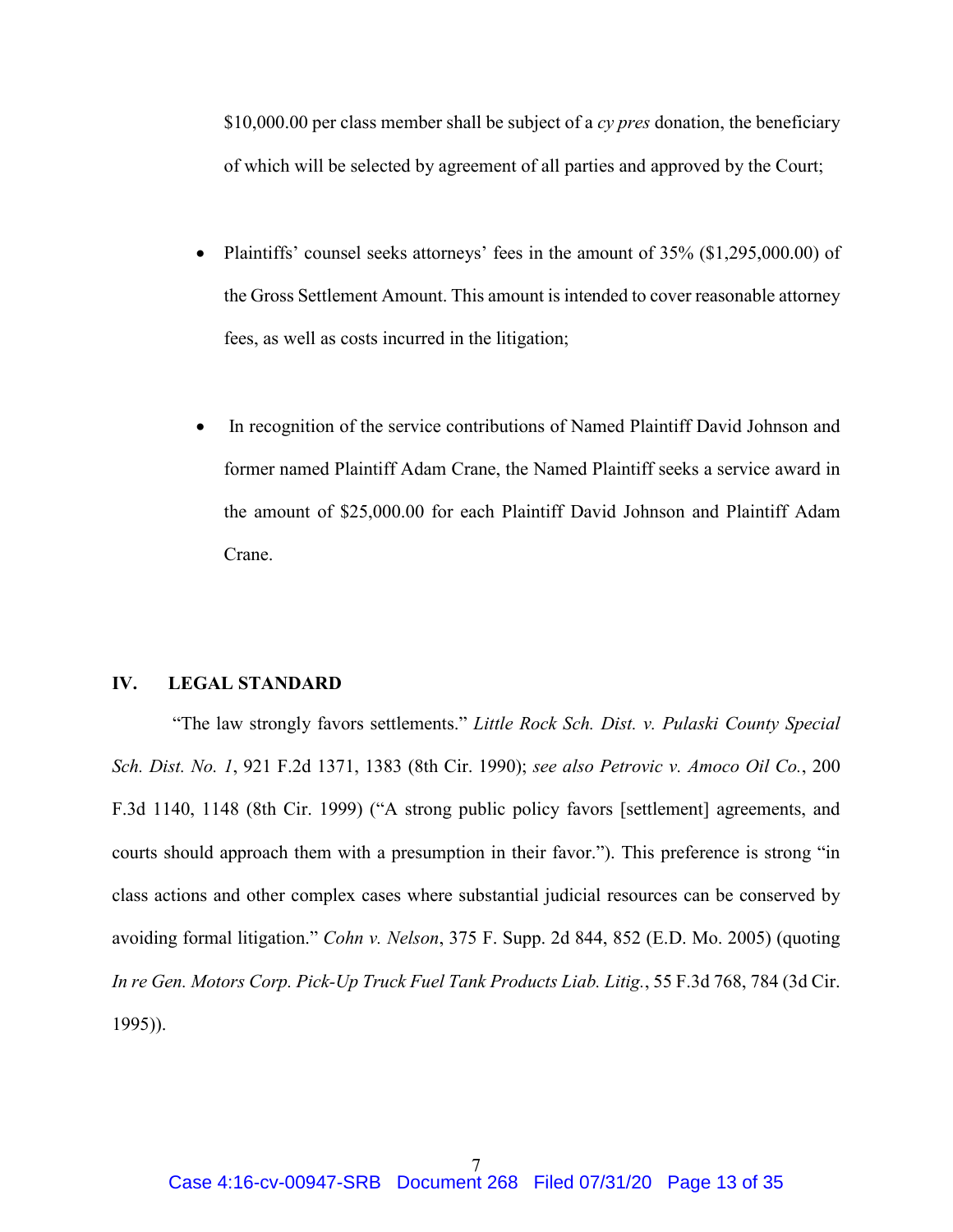$10,000.00 per class member shall be subject of a *cy pres* donation, the beneficiary of which will be selected by agreement of all parties and approved by the Court;

- Plaintiffs' counsel seeks attorneys' fees in the amount of 35% ($1,295,000.00) of the Gross Settlement Amount. This amount is intended to cover reasonable attorney fees, as well as costs incurred in the litigation;

- In recognition of the service contributions of Named Plaintiff David Johnson and former named Plaintiff Adam Crane, the Named Plaintiff seeks a service award in the amount of $25,000.00 for each Plaintiff David Johnson and Plaintiff Adam Crane.

## IV. LEGAL STANDARD

"The law strongly favors settlements." *Little Rock Sch. Dist. v. Pulaski County Special Sch. Dist. No. 1*, 921 F.2d 1371, 1383 (8th Cir. 1990); *see also Petrovic v. Amoco Oil Co.*, 200 F.3d 1140, 1148 (8th Cir. 1999) ("A strong public policy favors [settlement] agreements, and courts should approach them with a presumption in their favor."). This preference is strong "in class actions and other complex cases where substantial judicial resources can be conserved by avoiding formal litigation." *Cohn v. Nelson*, 375 F. Supp. 2d 844, 852 (E.D. Mo. 2005) (quoting *In re Gen. Motors Corp. Pick-Up Truck Fuel Tank Products Liab. Litig.*, 55 F.3d 768, 784 (3d Cir. 1995)).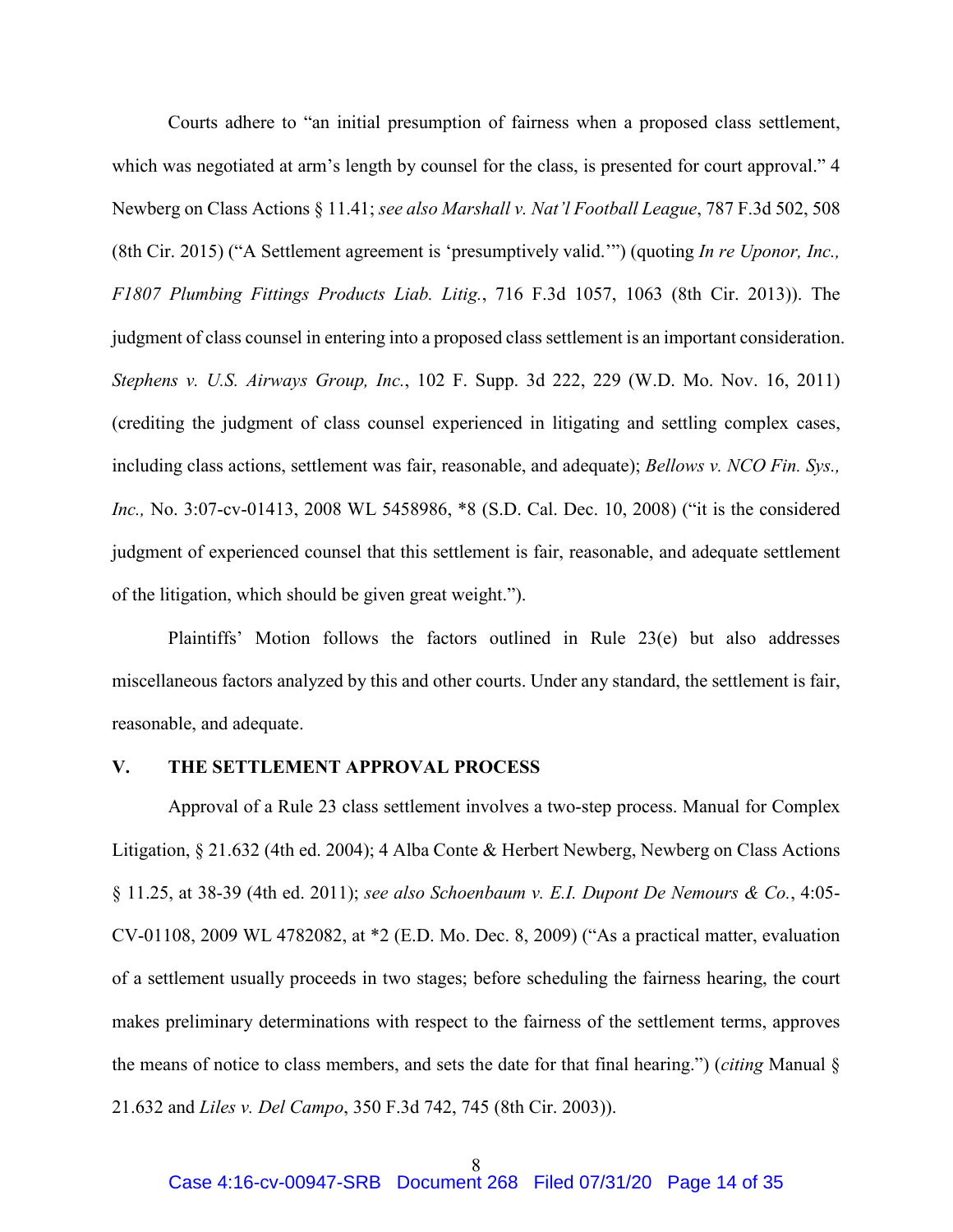Courts adhere to "an initial presumption of fairness when a proposed class settlement, which was negotiated at arm's length by counsel for the class, is presented for court approval." 4 Newberg on Class Actions § 11.41; *see also Marshall v. Nat'l Football League*, 787 F.3d 502, 508 (8th Cir. 2015) ("A Settlement agreement is 'presumptively valid.'") (quoting *In re Uponor, Inc., F1807 Plumbing Fittings Products Liab. Litig.*, 716 F.3d 1057, 1063 (8th Cir. 2013)). The judgment of class counsel in entering into a proposed class settlement is an important consideration. *Stephens v. U.S. Airways Group, Inc.*, 102 F. Supp. 3d 222, 229 (W.D. Mo. Nov. 16, 2011) (crediting the judgment of class counsel experienced in litigating and settling complex cases, including class actions, settlement was fair, reasonable, and adequate); *Bellows v. NCO Fin. Sys., Inc.,* No. 3:07-cv-01413, 2008 WL 5458986, *8 (S.D. Cal. Dec. 10, 2008) ("it is the considered judgment of experienced counsel that this settlement is fair, reasonable, and adequate settlement of the litigation, which should be given great weight.").

Plaintiffs' Motion follows the factors outlined in Rule 23(e) but also addresses miscellaneous factors analyzed by this and other courts. Under any standard, the settlement is fair, reasonable, and adequate.

## V. THE SETTLEMENT APPROVAL PROCESS

Approval of a Rule 23 class settlement involves a two-step process. Manual for Complex Litigation, § 21.632 (4th ed. 2004); 4 Alba Conte & Herbert Newberg, Newberg on Class Actions § 11.25, at 38-39 (4th ed. 2011); *see also Schoenbaum v. E.I. Dupont De Nemours & Co.*, 4:05-CV-01108, 2009 WL 4782082, at *2 (E.D. Mo. Dec. 8, 2009) ("As a practical matter, evaluation of a settlement usually proceeds in two stages; before scheduling the fairness hearing, the court makes preliminary determinations with respect to the fairness of the settlement terms, approves the means of notice to class members, and sets the date for that final hearing.") (*citing* Manual § 21.632 and *Liles v. Del Campo*, 350 F.3d 742, 745 (8th Cir. 2003)).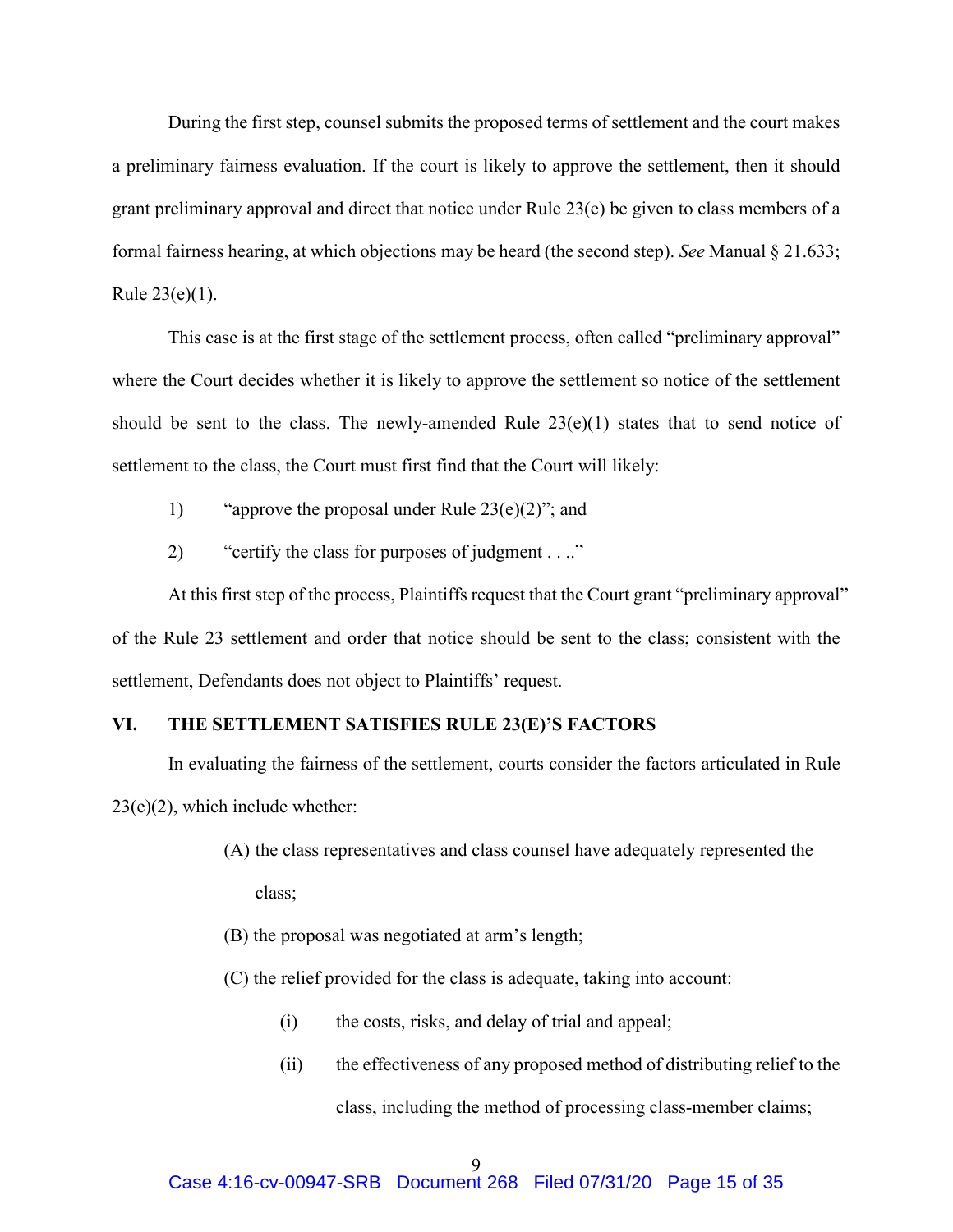During the first step, counsel submits the proposed terms of settlement and the court makes a preliminary fairness evaluation. If the court is likely to approve the settlement, then it should grant preliminary approval and direct that notice under Rule 23(e) be given to class members of a formal fairness hearing, at which objections may be heard (the second step). *See* Manual § 21.633; Rule 23(e)(1).

This case is at the first stage of the settlement process, often called "preliminary approval" where the Court decides whether it is likely to approve the settlement so notice of the settlement should be sent to the class. The newly-amended Rule 23(e)(1) states that to send notice of settlement to the class, the Court must first find that the Court will likely:

1) "approve the proposal under Rule 23(e)(2)"; and

2) "certify the class for purposes of judgment . . .."

At this first step of the process, Plaintiffs request that the Court grant "preliminary approval" of the Rule 23 settlement and order that notice should be sent to the class; consistent with the settlement, Defendants does not object to Plaintiffs' request.

## VI. THE SETTLEMENT SATISFIES RULE 23(E)'S FACTORS

In evaluating the fairness of the settlement, courts consider the factors articulated in Rule 23(e)(2), which include whether:

(A) the class representatives and class counsel have adequately represented the class;

(B) the proposal was negotiated at arm's length;

(C) the relief provided for the class is adequate, taking into account:

- (i) the costs, risks, and delay of trial and appeal;
- (ii) the effectiveness of any proposed method of distributing relief to the class, including the method of processing class-member claims;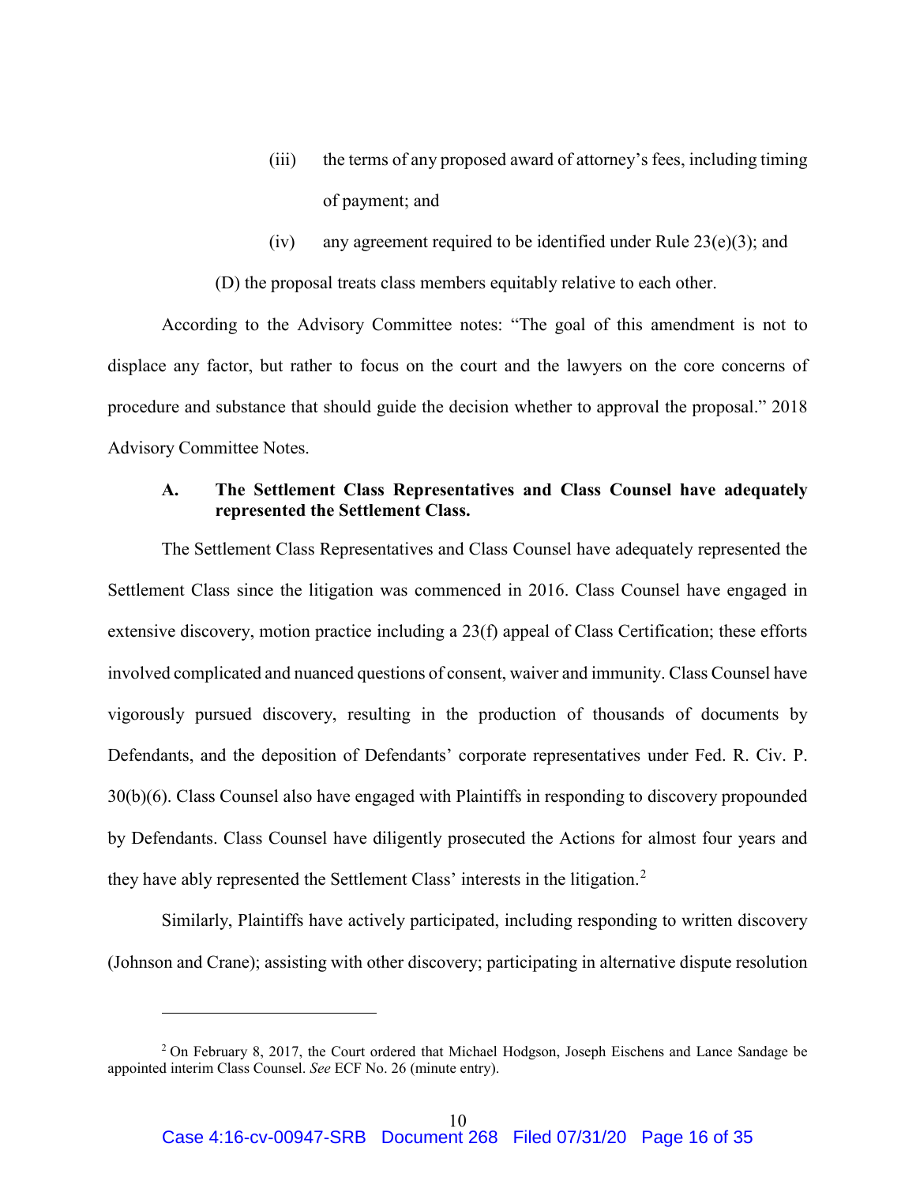(iii) the terms of any proposed award of attorney's fees, including timing of payment; and

(iv) any agreement required to be identified under Rule 23(e)(3); and

(D) the proposal treats class members equitably relative to each other.

According to the Advisory Committee notes: "The goal of this amendment is not to displace any factor, but rather to focus on the court and the lawyers on the core concerns of procedure and substance that should guide the decision whether to approval the proposal." 2018 Advisory Committee Notes.

### A. The Settlement Class Representatives and Class Counsel have adequately represented the Settlement Class.

The Settlement Class Representatives and Class Counsel have adequately represented the Settlement Class since the litigation was commenced in 2016. Class Counsel have engaged in extensive discovery, motion practice including a 23(f) appeal of Class Certification; these efforts involved complicated and nuanced questions of consent, waiver and immunity. Class Counsel have vigorously pursued discovery, resulting in the production of thousands of documents by Defendants, and the deposition of Defendants' corporate representatives under Fed. R. Civ. P. 30(b)(6). Class Counsel also have engaged with Plaintiffs in responding to discovery propounded by Defendants. Class Counsel have diligently prosecuted the Actions for almost four years and they have ably represented the Settlement Class' interests in the litigation.[2]

Similarly, Plaintiffs have actively participated, including responding to written discovery (Johnson and Crane); assisting with other discovery; participating in alternative dispute resolution

[2] On February 8, 2017, the Court ordered that Michael Hodgson, Joseph Eischens and Lance Sandage be appointed interim Class Counsel. *See* ECF No. 26 (minute entry).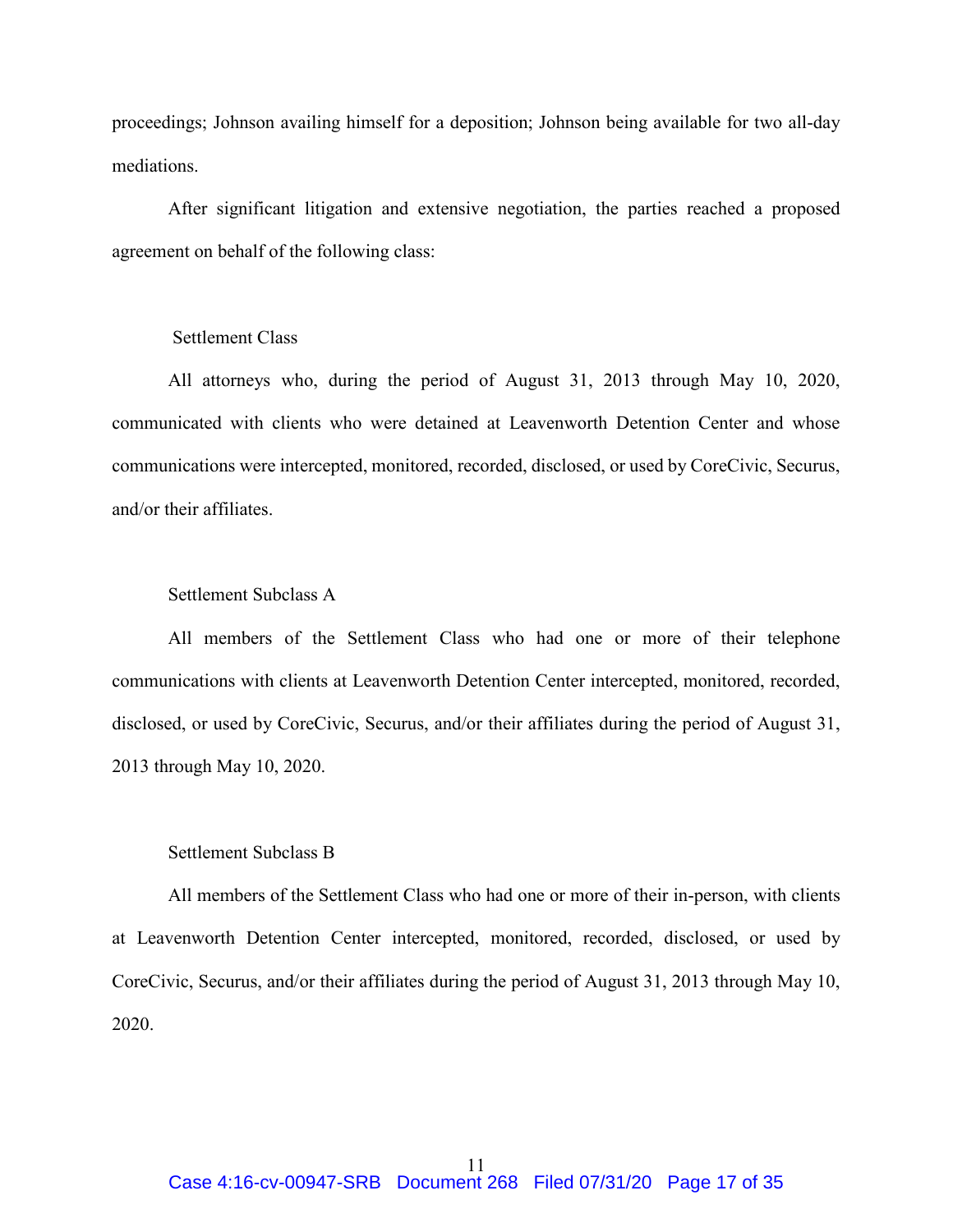proceedings; Johnson availing himself for a deposition; Johnson being available for two all-day mediations.

After significant litigation and extensive negotiation, the parties reached a proposed agreement on behalf of the following class:

Settlement Class

All attorneys who, during the period of August 31, 2013 through May 10, 2020, communicated with clients who were detained at Leavenworth Detention Center and whose communications were intercepted, monitored, recorded, disclosed, or used by CoreCivic, Securus, and/or their affiliates.

Settlement Subclass A

All members of the Settlement Class who had one or more of their telephone communications with clients at Leavenworth Detention Center intercepted, monitored, recorded, disclosed, or used by CoreCivic, Securus, and/or their affiliates during the period of August 31, 2013 through May 10, 2020.

Settlement Subclass B

All members of the Settlement Class who had one or more of their in-person, with clients at Leavenworth Detention Center intercepted, monitored, recorded, disclosed, or used by CoreCivic, Securus, and/or their affiliates during the period of August 31, 2013 through May 10, 2020.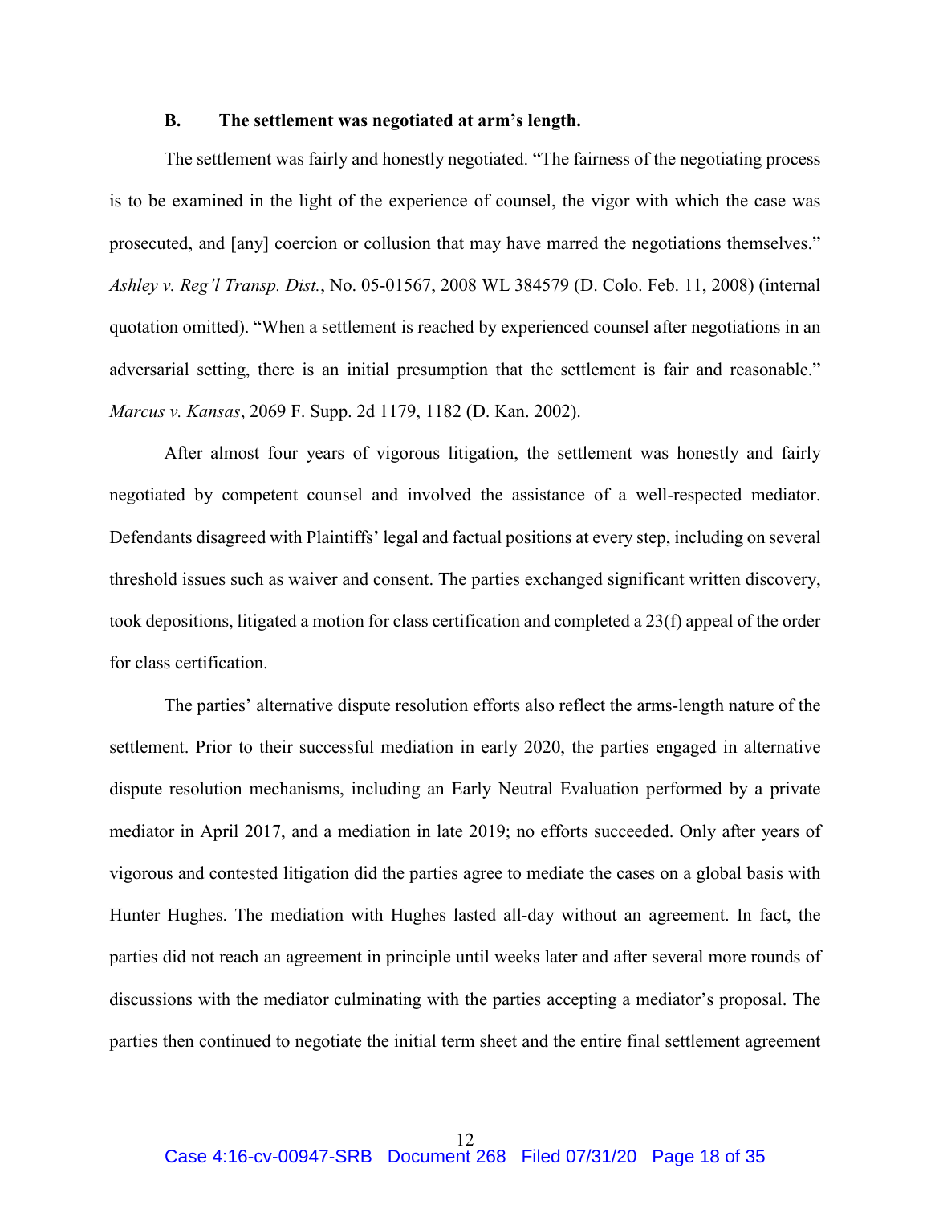### B. The settlement was negotiated at arm's length.

The settlement was fairly and honestly negotiated. "The fairness of the negotiating process is to be examined in the light of the experience of counsel, the vigor with which the case was prosecuted, and [any] coercion or collusion that may have marred the negotiations themselves." *Ashley v. Reg'l Transp. Dist.*, No. 05-01567, 2008 WL 384579 (D. Colo. Feb. 11, 2008) (internal quotation omitted). "When a settlement is reached by experienced counsel after negotiations in an adversarial setting, there is an initial presumption that the settlement is fair and reasonable." *Marcus v. Kansas*, 2069 F. Supp. 2d 1179, 1182 (D. Kan. 2002).

After almost four years of vigorous litigation, the settlement was honestly and fairly negotiated by competent counsel and involved the assistance of a well-respected mediator. Defendants disagreed with Plaintiffs' legal and factual positions at every step, including on several threshold issues such as waiver and consent. The parties exchanged significant written discovery, took depositions, litigated a motion for class certification and completed a 23(f) appeal of the order for class certification.

The parties' alternative dispute resolution efforts also reflect the arms-length nature of the settlement. Prior to their successful mediation in early 2020, the parties engaged in alternative dispute resolution mechanisms, including an Early Neutral Evaluation performed by a private mediator in April 2017, and a mediation in late 2019; no efforts succeeded. Only after years of vigorous and contested litigation did the parties agree to mediate the cases on a global basis with Hunter Hughes. The mediation with Hughes lasted all-day without an agreement. In fact, the parties did not reach an agreement in principle until weeks later and after several more rounds of discussions with the mediator culminating with the parties accepting a mediator's proposal. The parties then continued to negotiate the initial term sheet and the entire final settlement agreement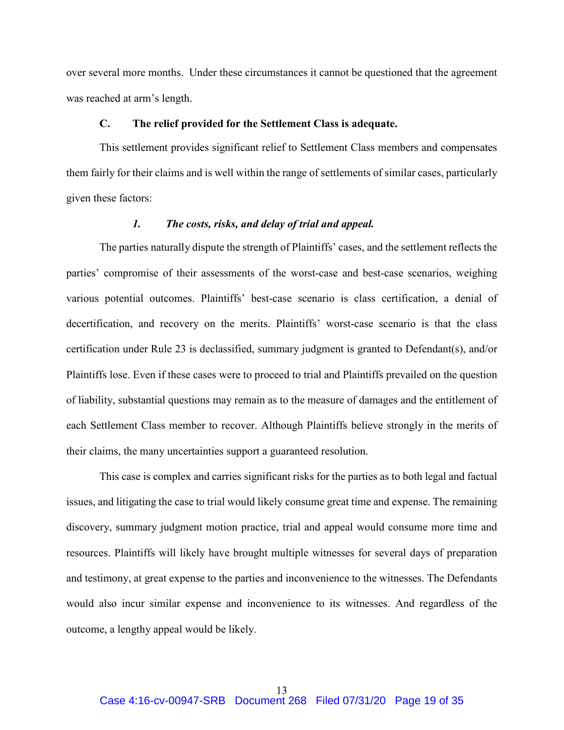over several more months. Under these circumstances it cannot be questioned that the agreement was reached at arm's length.

### C. The relief provided for the Settlement Class is adequate.

This settlement provides significant relief to Settlement Class members and compensates them fairly for their claims and is well within the range of settlements of similar cases, particularly given these factors:

#### *1. The costs, risks, and delay of trial and appeal.*

The parties naturally dispute the strength of Plaintiffs' cases, and the settlement reflects the parties' compromise of their assessments of the worst-case and best-case scenarios, weighing various potential outcomes. Plaintiffs' best-case scenario is class certification, a denial of decertification, and recovery on the merits. Plaintiffs' worst-case scenario is that the class certification under Rule 23 is declassified, summary judgment is granted to Defendant(s), and/or Plaintiffs lose. Even if these cases were to proceed to trial and Plaintiffs prevailed on the question of liability, substantial questions may remain as to the measure of damages and the entitlement of each Settlement Class member to recover. Although Plaintiffs believe strongly in the merits of their claims, the many uncertainties support a guaranteed resolution.

This case is complex and carries significant risks for the parties as to both legal and factual issues, and litigating the case to trial would likely consume great time and expense. The remaining discovery, summary judgment motion practice, trial and appeal would consume more time and resources. Plaintiffs will likely have brought multiple witnesses for several days of preparation and testimony, at great expense to the parties and inconvenience to the witnesses. The Defendants would also incur similar expense and inconvenience to its witnesses. And regardless of the outcome, a lengthy appeal would be likely.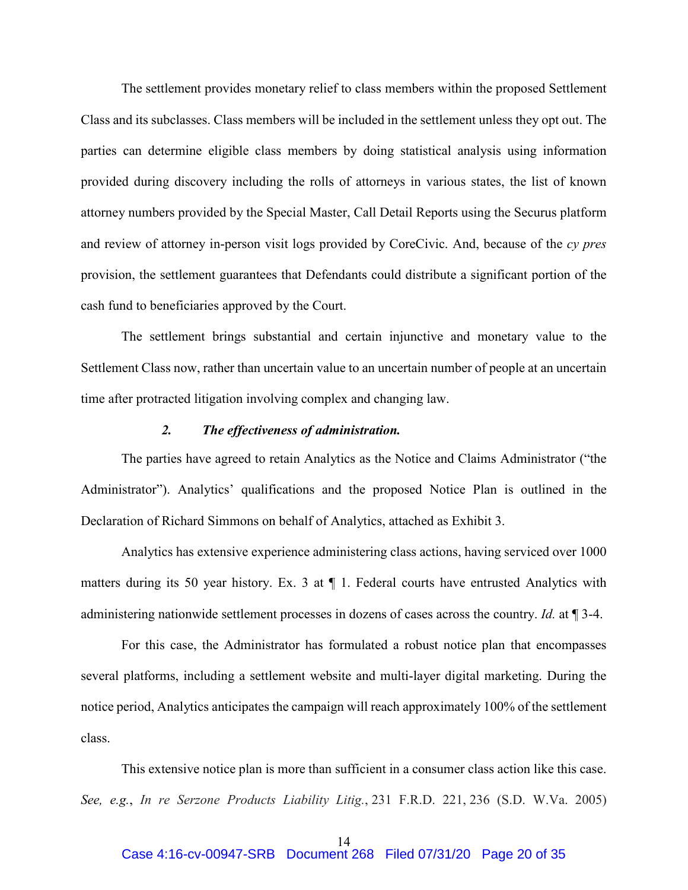The settlement provides monetary relief to class members within the proposed Settlement Class and its subclasses. Class members will be included in the settlement unless they opt out. The parties can determine eligible class members by doing statistical analysis using information provided during discovery including the rolls of attorneys in various states, the list of known attorney numbers provided by the Special Master, Call Detail Reports using the Securus platform and review of attorney in-person visit logs provided by CoreCivic. And, because of the *cy pres* provision, the settlement guarantees that Defendants could distribute a significant portion of the cash fund to beneficiaries approved by the Court.

The settlement brings substantial and certain injunctive and monetary value to the Settlement Class now, rather than uncertain value to an uncertain number of people at an uncertain time after protracted litigation involving complex and changing law.

### *2. The effectiveness of administration.*

The parties have agreed to retain Analytics as the Notice and Claims Administrator ("the Administrator"). Analytics' qualifications and the proposed Notice Plan is outlined in the Declaration of Richard Simmons on behalf of Analytics, attached as Exhibit 3.

Analytics has extensive experience administering class actions, having serviced over 1000 matters during its 50 year history. Ex. 3 at ¶ 1. Federal courts have entrusted Analytics with administering nationwide settlement processes in dozens of cases across the country. *Id.* at ¶ 3-4.

For this case, the Administrator has formulated a robust notice plan that encompasses several platforms, including a settlement website and multi-layer digital marketing. During the notice period, Analytics anticipates the campaign will reach approximately 100% of the settlement class.

This extensive notice plan is more than sufficient in a consumer class action like this case. *See, e.g.*, *In re Serzone Products Liability Litig.*, 231 F.R.D. 221, 236 (S.D. W.Va. 2005)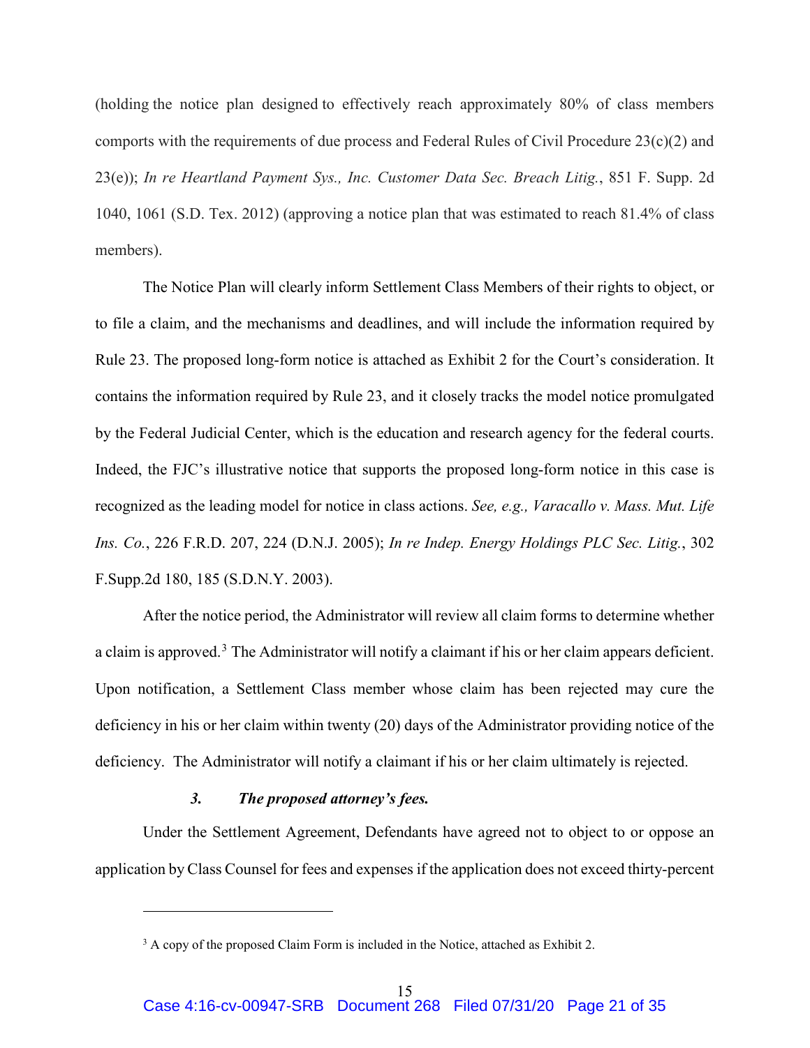(holding the notice plan designed to effectively reach approximately 80% of class members comports with the requirements of due process and Federal Rules of Civil Procedure 23(c)(2) and 23(e)); *In re Heartland Payment Sys., Inc. Customer Data Sec. Breach Litig.*, 851 F. Supp. 2d 1040, 1061 (S.D. Tex. 2012) (approving a notice plan that was estimated to reach 81.4% of class members).

The Notice Plan will clearly inform Settlement Class Members of their rights to object, or to file a claim, and the mechanisms and deadlines, and will include the information required by Rule 23. The proposed long-form notice is attached as Exhibit 2 for the Court's consideration. It contains the information required by Rule 23, and it closely tracks the model notice promulgated by the Federal Judicial Center, which is the education and research agency for the federal courts. Indeed, the FJC's illustrative notice that supports the proposed long-form notice in this case is recognized as the leading model for notice in class actions. *See, e.g., Varacallo v. Mass. Mut. Life Ins. Co.*, 226 F.R.D. 207, 224 (D.N.J. 2005); *In re Indep. Energy Holdings PLC Sec. Litig.*, 302 F.Supp.2d 180, 185 (S.D.N.Y. 2003).

After the notice period, the Administrator will review all claim forms to determine whether a claim is approved.[3] The Administrator will notify a claimant if his or her claim appears deficient. Upon notification, a Settlement Class member whose claim has been rejected may cure the deficiency in his or her claim within twenty (20) days of the Administrator providing notice of the deficiency. The Administrator will notify a claimant if his or her claim ultimately is rejected.

### *3. The proposed attorney's fees.*

Under the Settlement Agreement, Defendants have agreed not to object to or oppose an application by Class Counsel for fees and expenses if the application does not exceed thirty-percent

[3] A copy of the proposed Claim Form is included in the Notice, attached as Exhibit 2.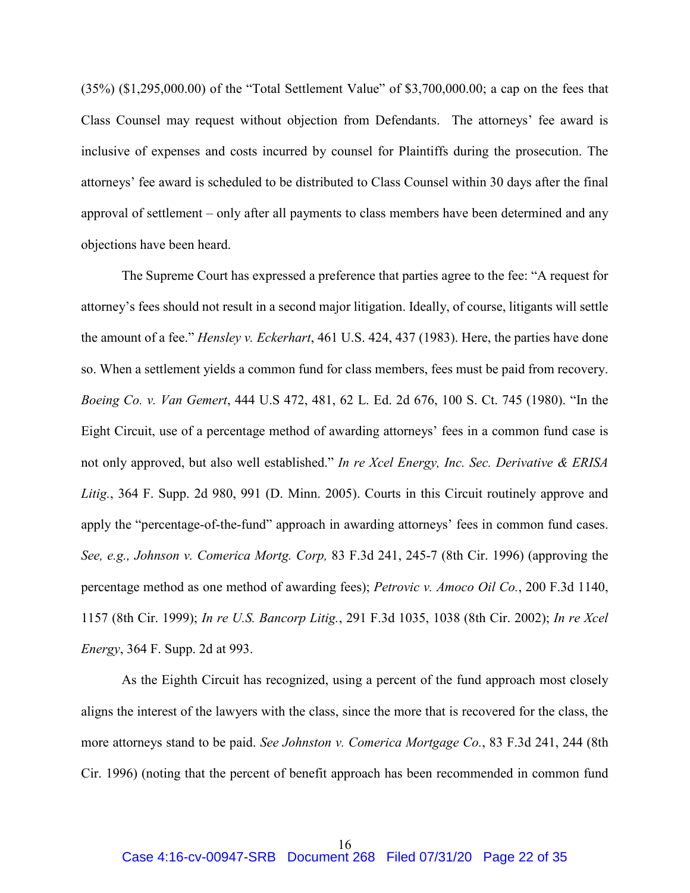(35%) ($1,295,000.00) of the "Total Settlement Value" of $3,700,000.00; a cap on the fees that Class Counsel may request without objection from Defendants. The attorneys' fee award is inclusive of expenses and costs incurred by counsel for Plaintiffs during the prosecution. The attorneys' fee award is scheduled to be distributed to Class Counsel within 30 days after the final approval of settlement – only after all payments to class members have been determined and any objections have been heard.

The Supreme Court has expressed a preference that parties agree to the fee: "A request for attorney's fees should not result in a second major litigation. Ideally, of course, litigants will settle the amount of a fee." *Hensley v. Eckerhart*, 461 U.S. 424, 437 (1983). Here, the parties have done so. When a settlement yields a common fund for class members, fees must be paid from recovery. *Boeing Co. v. Van Gemert*, 444 U.S 472, 481, 62 L. Ed. 2d 676, 100 S. Ct. 745 (1980). "In the Eight Circuit, use of a percentage method of awarding attorneys' fees in a common fund case is not only approved, but also well established." *In re Xcel Energy, Inc. Sec. Derivative & ERISA Litig.*, 364 F. Supp. 2d 980, 991 (D. Minn. 2005). Courts in this Circuit routinely approve and apply the "percentage-of-the-fund" approach in awarding attorneys' fees in common fund cases. *See, e.g., Johnson v. Comerica Mortg. Corp,* 83 F.3d 241, 245-7 (8th Cir. 1996) (approving the percentage method as one method of awarding fees); *Petrovic v. Amoco Oil Co.*, 200 F.3d 1140, 1157 (8th Cir. 1999); *In re U.S. Bancorp Litig.*, 291 F.3d 1035, 1038 (8th Cir. 2002); *In re Xcel Energy*, 364 F. Supp. 2d at 993.

As the Eighth Circuit has recognized, using a percent of the fund approach most closely aligns the interest of the lawyers with the class, since the more that is recovered for the class, the more attorneys stand to be paid. *See Johnston v. Comerica Mortgage Co.*, 83 F.3d 241, 244 (8th Cir. 1996) (noting that the percent of benefit approach has been recommended in common fund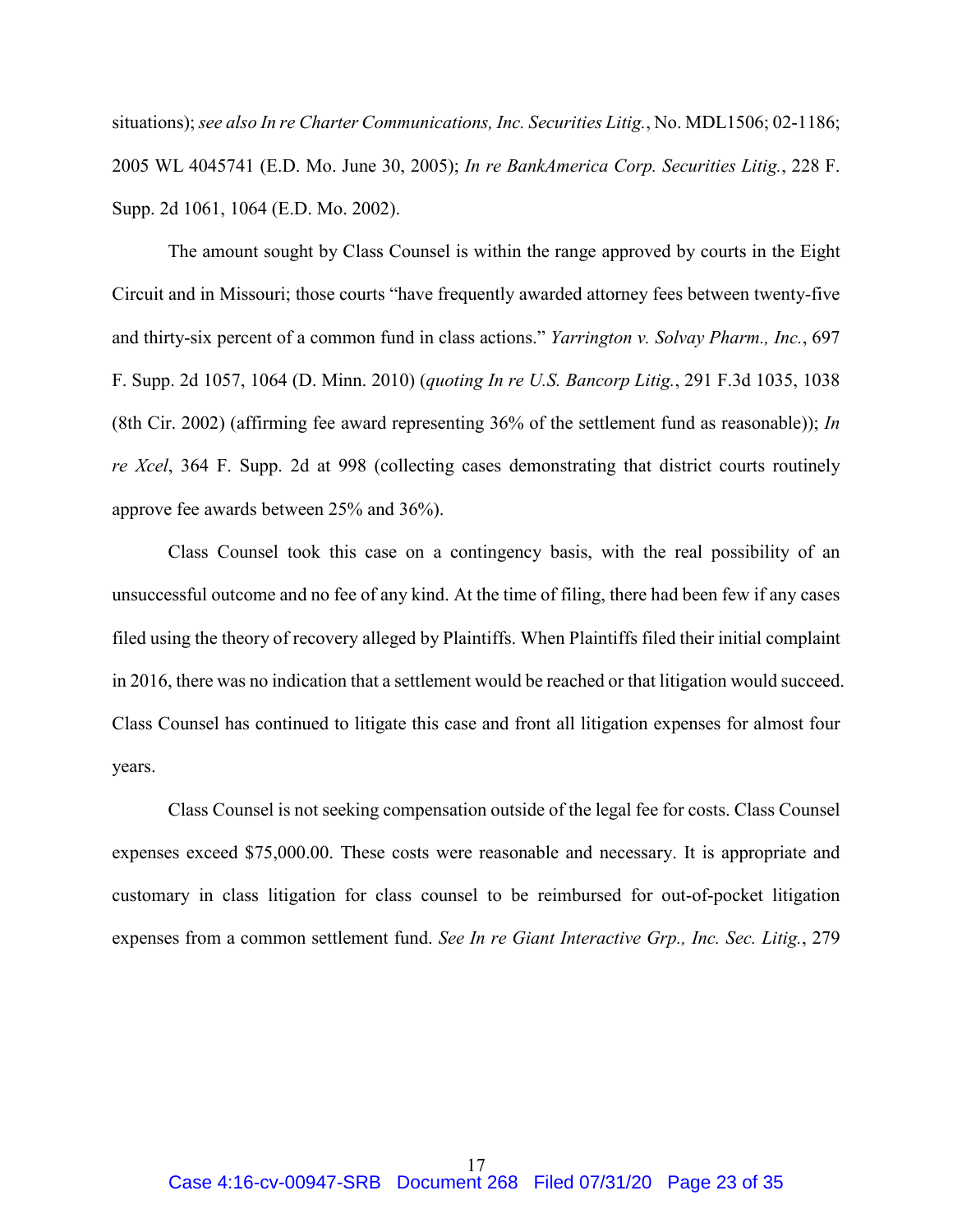situations); *see also In re Charter Communications, Inc. Securities Litig.*, No. MDL1506; 02-1186; 2005 WL 4045741 (E.D. Mo. June 30, 2005); *In re BankAmerica Corp. Securities Litig.*, 228 F. Supp. 2d 1061, 1064 (E.D. Mo. 2002).

The amount sought by Class Counsel is within the range approved by courts in the Eight Circuit and in Missouri; those courts "have frequently awarded attorney fees between twenty-five and thirty-six percent of a common fund in class actions." *Yarrington v. Solvay Pharm., Inc.*, 697 F. Supp. 2d 1057, 1064 (D. Minn. 2010) (*quoting In re U.S. Bancorp Litig.*, 291 F.3d 1035, 1038 (8th Cir. 2002) (affirming fee award representing 36% of the settlement fund as reasonable)); *In re Xcel*, 364 F. Supp. 2d at 998 (collecting cases demonstrating that district courts routinely approve fee awards between 25% and 36%).

Class Counsel took this case on a contingency basis, with the real possibility of an unsuccessful outcome and no fee of any kind. At the time of filing, there had been few if any cases filed using the theory of recovery alleged by Plaintiffs. When Plaintiffs filed their initial complaint in 2016, there was no indication that a settlement would be reached or that litigation would succeed. Class Counsel has continued to litigate this case and front all litigation expenses for almost four years.

Class Counsel is not seeking compensation outside of the legal fee for costs. Class Counsel expenses exceed $75,000.00. These costs were reasonable and necessary. It is appropriate and customary in class litigation for class counsel to be reimbursed for out-of-pocket litigation expenses from a common settlement fund. *See In re Giant Interactive Grp., Inc. Sec. Litig.*, 279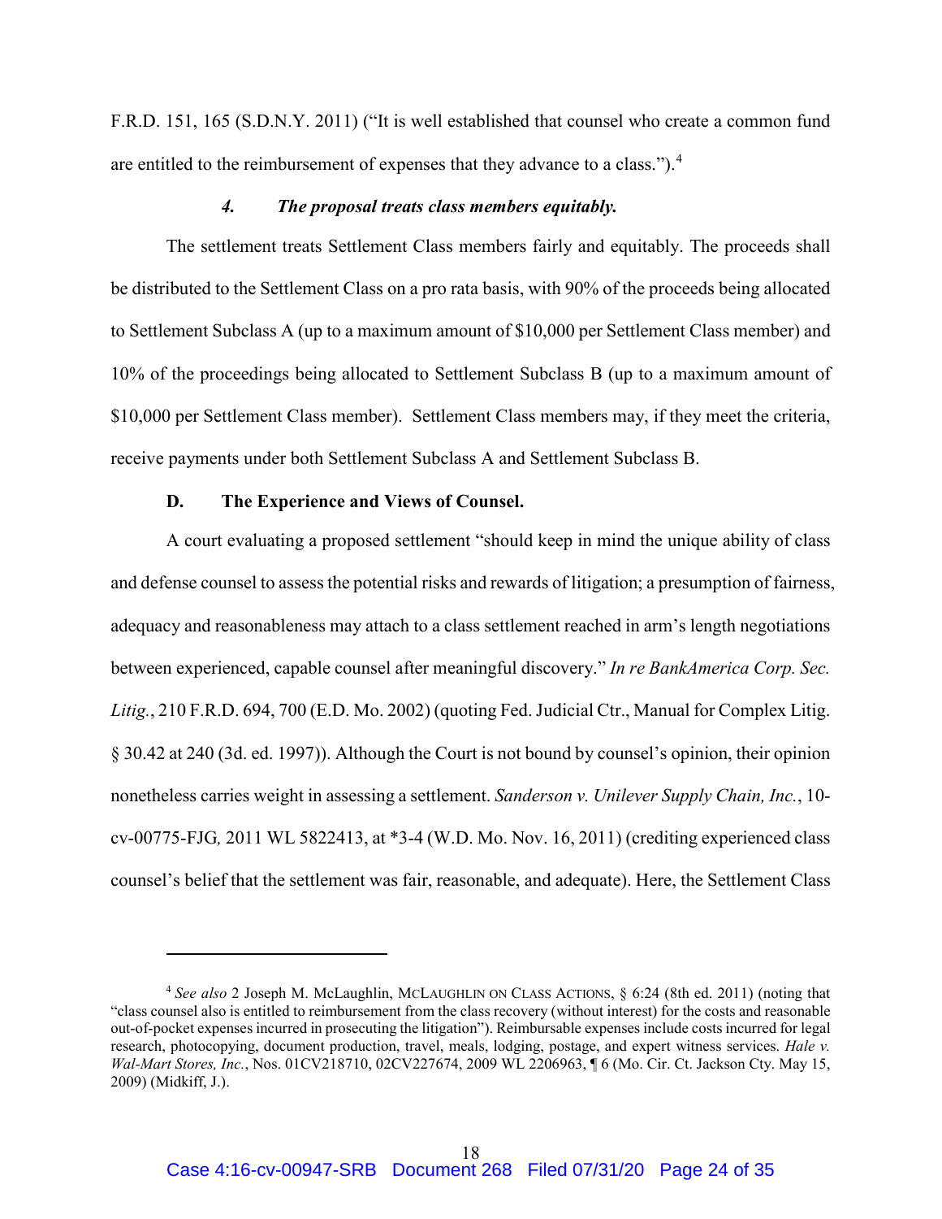F.R.D. 151, 165 (S.D.N.Y. 2011) ("It is well established that counsel who create a common fund are entitled to the reimbursement of expenses that they advance to a class.").[4]

#### *4. The proposal treats class members equitably.*

The settlement treats Settlement Class members fairly and equitably. The proceeds shall be distributed to the Settlement Class on a pro rata basis, with 90% of the proceeds being allocated to Settlement Subclass A (up to a maximum amount of $10,000 per Settlement Class member) and 10% of the proceedings being allocated to Settlement Subclass B (up to a maximum amount of $10,000 per Settlement Class member). Settlement Class members may, if they meet the criteria, receive payments under both Settlement Subclass A and Settlement Subclass B.

### D. The Experience and Views of Counsel.

A court evaluating a proposed settlement "should keep in mind the unique ability of class and defense counsel to assess the potential risks and rewards of litigation; a presumption of fairness, adequacy and reasonableness may attach to a class settlement reached in arm's length negotiations between experienced, capable counsel after meaningful discovery." *In re BankAmerica Corp. Sec. Litig.*, 210 F.R.D. 694, 700 (E.D. Mo. 2002) (quoting Fed. Judicial Ctr., Manual for Complex Litig. § 30.42 at 240 (3d. ed. 1997)). Although the Court is not bound by counsel's opinion, their opinion nonetheless carries weight in assessing a settlement. *Sanderson v. Unilever Supply Chain, Inc.*, 10-cv-00775-FJG, 2011 WL 5822413, at *3-4 (W.D. Mo. Nov. 16, 2011) (crediting experienced class counsel's belief that the settlement was fair, reasonable, and adequate). Here, the Settlement Class

---

[4] *See also* 2 Joseph M. McLaughlin, MCLAUGHLIN ON CLASS ACTIONS, § 6:24 (8th ed. 2011) (noting that "class counsel also is entitled to reimbursement from the class recovery (without interest) for the costs and reasonable out-of-pocket expenses incurred in prosecuting the litigation"). Reimbursable expenses include costs incurred for legal research, photocopying, document production, travel, meals, lodging, postage, and expert witness services. *Hale v. Wal-Mart Stores, Inc.*, Nos. 01CV218710, 02CV227674, 2009 WL 2206963, ¶ 6 (Mo. Cir. Ct. Jackson Cty. May 15, 2009) (Midkiff, J.).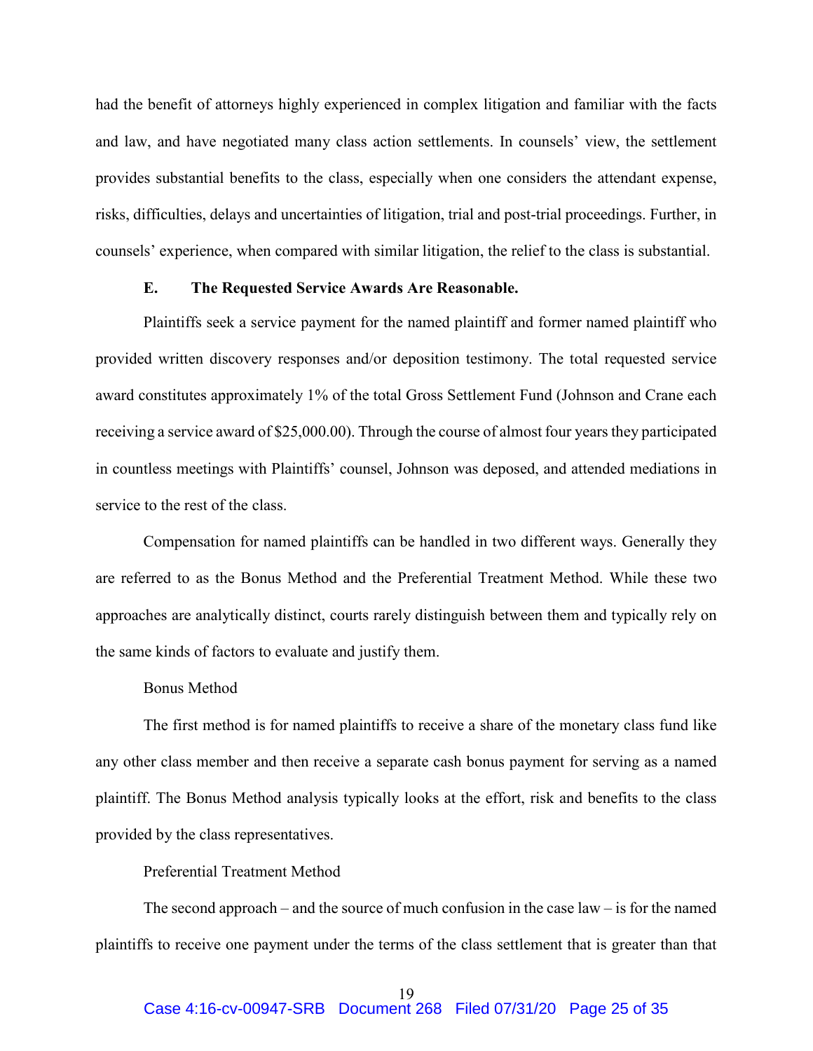had the benefit of attorneys highly experienced in complex litigation and familiar with the facts and law, and have negotiated many class action settlements. In counsels' view, the settlement provides substantial benefits to the class, especially when one considers the attendant expense, risks, difficulties, delays and uncertainties of litigation, trial and post-trial proceedings. Further, in counsels' experience, when compared with similar litigation, the relief to the class is substantial.

### E. The Requested Service Awards Are Reasonable.

Plaintiffs seek a service payment for the named plaintiff and former named plaintiff who provided written discovery responses and/or deposition testimony. The total requested service award constitutes approximately 1% of the total Gross Settlement Fund (Johnson and Crane each receiving a service award of $25,000.00). Through the course of almost four years they participated in countless meetings with Plaintiffs' counsel, Johnson was deposed, and attended mediations in service to the rest of the class.

Compensation for named plaintiffs can be handled in two different ways. Generally they are referred to as the Bonus Method and the Preferential Treatment Method. While these two approaches are analytically distinct, courts rarely distinguish between them and typically rely on the same kinds of factors to evaluate and justify them.

Bonus Method

The first method is for named plaintiffs to receive a share of the monetary class fund like any other class member and then receive a separate cash bonus payment for serving as a named plaintiff. The Bonus Method analysis typically looks at the effort, risk and benefits to the class provided by the class representatives.

Preferential Treatment Method

The second approach – and the source of much confusion in the case law – is for the named plaintiffs to receive one payment under the terms of the class settlement that is greater than that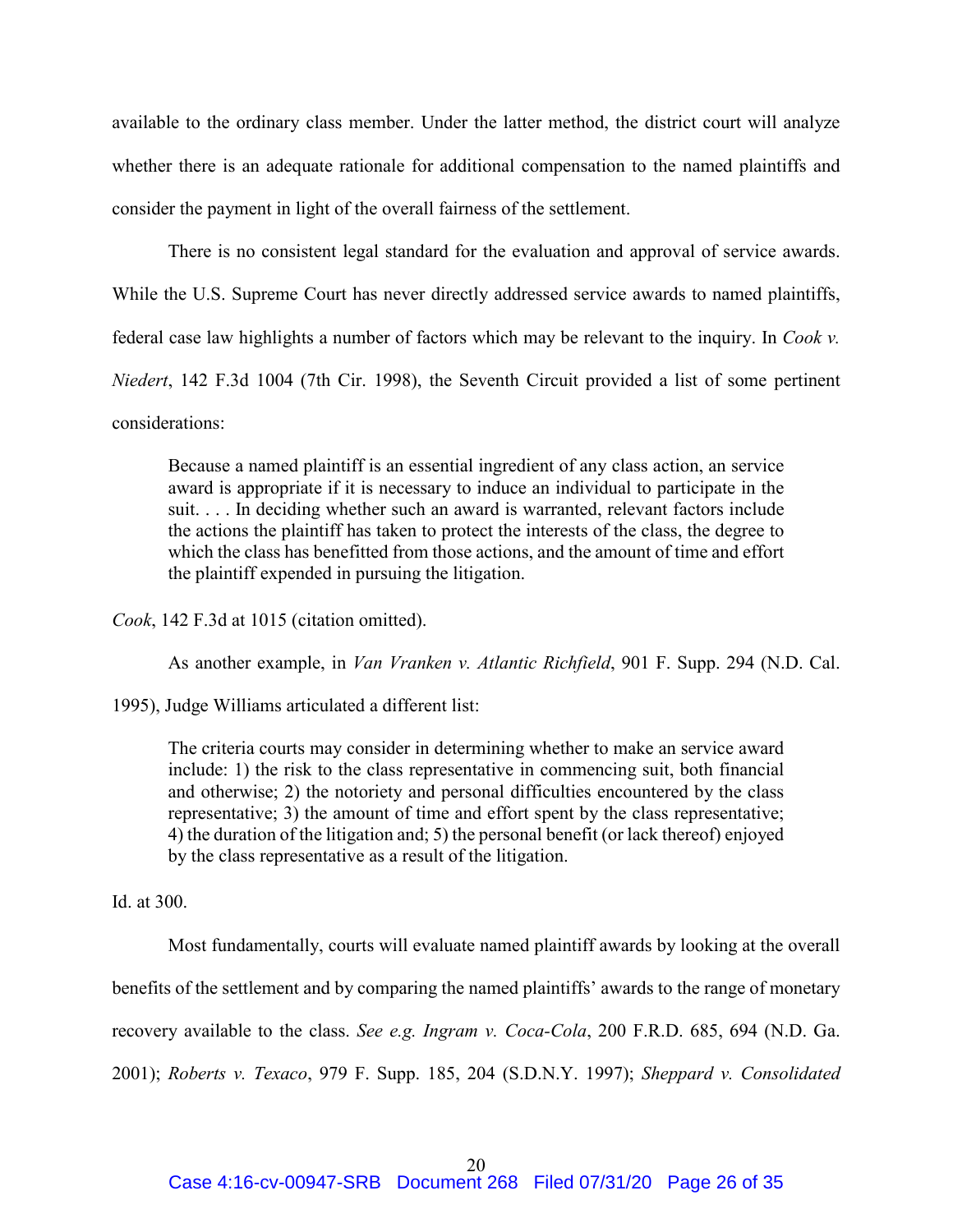available to the ordinary class member. Under the latter method, the district court will analyze whether there is an adequate rationale for additional compensation to the named plaintiffs and consider the payment in light of the overall fairness of the settlement.

There is no consistent legal standard for the evaluation and approval of service awards. While the U.S. Supreme Court has never directly addressed service awards to named plaintiffs, federal case law highlights a number of factors which may be relevant to the inquiry. In *Cook v. Niedert*, 142 F.3d 1004 (7th Cir. 1998), the Seventh Circuit provided a list of some pertinent considerations:

> Because a named plaintiff is an essential ingredient of any class action, an service award is appropriate if it is necessary to induce an individual to participate in the suit. . . . In deciding whether such an award is warranted, relevant factors include the actions the plaintiff has taken to protect the interests of the class, the degree to which the class has benefitted from those actions, and the amount of time and effort the plaintiff expended in pursuing the litigation.

*Cook*, 142 F.3d at 1015 (citation omitted).

As another example, in *Van Vranken v. Atlantic Richfield*, 901 F. Supp. 294 (N.D. Cal. 1995), Judge Williams articulated a different list:

> The criteria courts may consider in determining whether to make an service award include: 1) the risk to the class representative in commencing suit, both financial and otherwise; 2) the notoriety and personal difficulties encountered by the class representative; 3) the amount of time and effort spent by the class representative; 4) the duration of the litigation and; 5) the personal benefit (or lack thereof) enjoyed by the class representative as a result of the litigation.

Id. at 300.

Most fundamentally, courts will evaluate named plaintiff awards by looking at the overall benefits of the settlement and by comparing the named plaintiffs' awards to the range of monetary recovery available to the class. *See e.g. Ingram v. Coca-Cola*, 200 F.R.D. 685, 694 (N.D. Ga. 2001); *Roberts v. Texaco*, 979 F. Supp. 185, 204 (S.D.N.Y. 1997); *Sheppard v. Consolidated*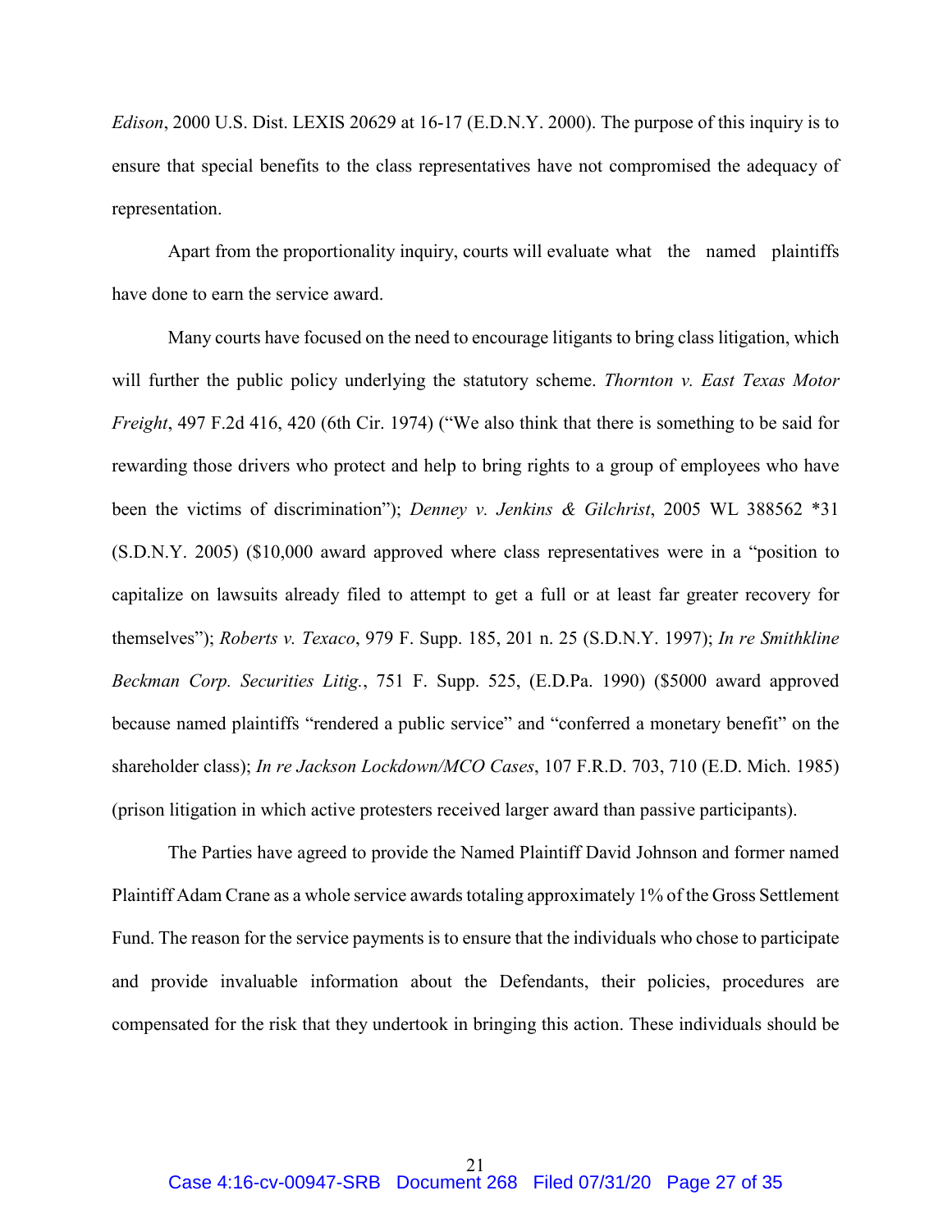*Edison*, 2000 U.S. Dist. LEXIS 20629 at 16-17 (E.D.N.Y. 2000). The purpose of this inquiry is to ensure that special benefits to the class representatives have not compromised the adequacy of representation.

Apart from the proportionality inquiry, courts will evaluate what the named plaintiffs have done to earn the service award.

Many courts have focused on the need to encourage litigants to bring class litigation, which will further the public policy underlying the statutory scheme. *Thornton v. East Texas Motor Freight*, 497 F.2d 416, 420 (6th Cir. 1974) ("We also think that there is something to be said for rewarding those drivers who protect and help to bring rights to a group of employees who have been the victims of discrimination"); *Denney v. Jenkins & Gilchrist*, 2005 WL 388562 *31 (S.D.N.Y. 2005) ($10,000 award approved where class representatives were in a "position to capitalize on lawsuits already filed to attempt to get a full or at least far greater recovery for themselves"); *Roberts v. Texaco*, 979 F. Supp. 185, 201 n. 25 (S.D.N.Y. 1997); *In re Smithkline Beckman Corp. Securities Litig.*, 751 F. Supp. 525, (E.D.Pa. 1990) ($5000 award approved because named plaintiffs "rendered a public service" and "conferred a monetary benefit" on the shareholder class); *In re Jackson Lockdown/MCO Cases*, 107 F.R.D. 703, 710 (E.D. Mich. 1985) (prison litigation in which active protesters received larger award than passive participants).

The Parties have agreed to provide the Named Plaintiff David Johnson and former named Plaintiff Adam Crane as a whole service awards totaling approximately 1% of the Gross Settlement Fund. The reason for the service payments is to ensure that the individuals who chose to participate and provide invaluable information about the Defendants, their policies, procedures are compensated for the risk that they undertook in bringing this action. These individuals should be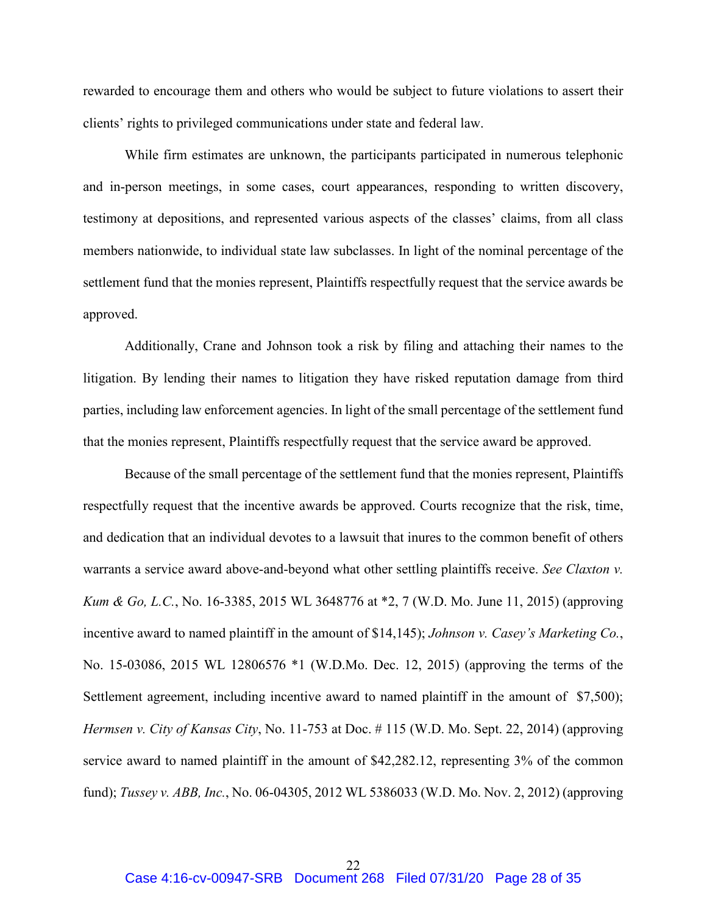rewarded to encourage them and others who would be subject to future violations to assert their clients' rights to privileged communications under state and federal law.

While firm estimates are unknown, the participants participated in numerous telephonic and in-person meetings, in some cases, court appearances, responding to written discovery, testimony at depositions, and represented various aspects of the classes' claims, from all class members nationwide, to individual state law subclasses. In light of the nominal percentage of the settlement fund that the monies represent, Plaintiffs respectfully request that the service awards be approved.

Additionally, Crane and Johnson took a risk by filing and attaching their names to the litigation. By lending their names to litigation they have risked reputation damage from third parties, including law enforcement agencies. In light of the small percentage of the settlement fund that the monies represent, Plaintiffs respectfully request that the service award be approved.

Because of the small percentage of the settlement fund that the monies represent, Plaintiffs respectfully request that the incentive awards be approved. Courts recognize that the risk, time, and dedication that an individual devotes to a lawsuit that inures to the common benefit of others warrants a service award above-and-beyond what other settling plaintiffs receive. *See Claxton v. Kum & Go, L.C.*, No. 16-3385, 2015 WL 3648776 at *2, 7 (W.D. Mo. June 11, 2015) (approving incentive award to named plaintiff in the amount of $14,145); *Johnson v. Casey's Marketing Co.*, No. 15-03086, 2015 WL 12806576 *1 (W.D.Mo. Dec. 12, 2015) (approving the terms of the Settlement agreement, including incentive award to named plaintiff in the amount of $7,500); *Hermsen v. City of Kansas City*, No. 11-753 at Doc. # 115 (W.D. Mo. Sept. 22, 2014) (approving service award to named plaintiff in the amount of $42,282.12, representing 3% of the common fund); *Tussey v. ABB, Inc.*, No. 06-04305, 2012 WL 5386033 (W.D. Mo. Nov. 2, 2012) (approving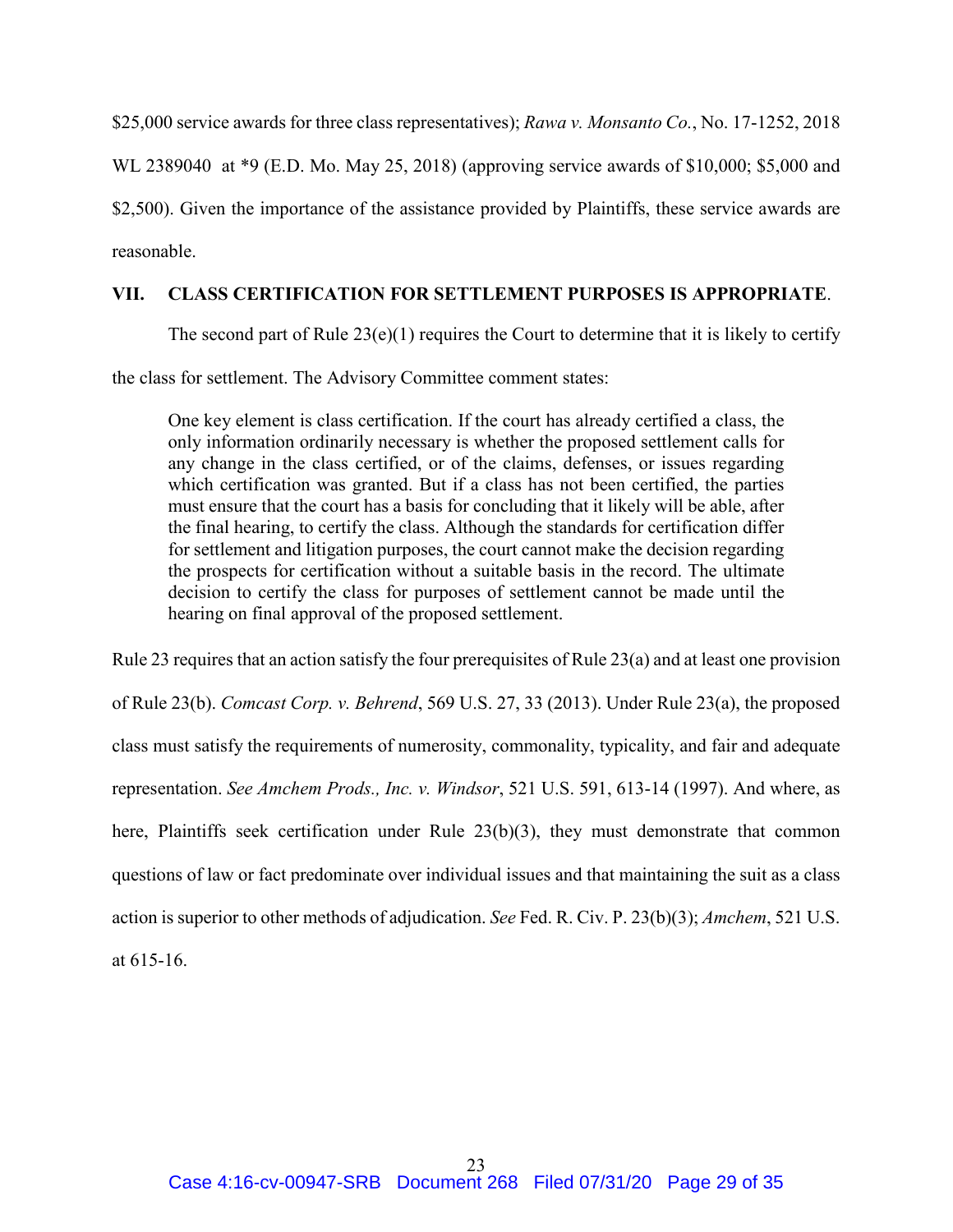$25,000 service awards for three class representatives); *Rawa v. Monsanto Co.*, No. 17-1252, 2018 WL 2389040 at *9 (E.D. Mo. May 25, 2018) (approving service awards of $10,000; $5,000 and $2,500). Given the importance of the assistance provided by Plaintiffs, these service awards are reasonable.

## VII. CLASS CERTIFICATION FOR SETTLEMENT PURPOSES IS APPROPRIATE.

The second part of Rule 23(e)(1) requires the Court to determine that it is likely to certify the class for settlement. The Advisory Committee comment states:

> One key element is class certification. If the court has already certified a class, the only information ordinarily necessary is whether the proposed settlement calls for any change in the class certified, or of the claims, defenses, or issues regarding which certification was granted. But if a class has not been certified, the parties must ensure that the court has a basis for concluding that it likely will be able, after the final hearing, to certify the class. Although the standards for certification differ for settlement and litigation purposes, the court cannot make the decision regarding the prospects for certification without a suitable basis in the record. The ultimate decision to certify the class for purposes of settlement cannot be made until the hearing on final approval of the proposed settlement.

Rule 23 requires that an action satisfy the four prerequisites of Rule 23(a) and at least one provision of Rule 23(b). *Comcast Corp. v. Behrend*, 569 U.S. 27, 33 (2013). Under Rule 23(a), the proposed class must satisfy the requirements of numerosity, commonality, typicality, and fair and adequate representation. *See Amchem Prods., Inc. v. Windsor*, 521 U.S. 591, 613-14 (1997). And where, as here, Plaintiffs seek certification under Rule 23(b)(3), they must demonstrate that common questions of law or fact predominate over individual issues and that maintaining the suit as a class action is superior to other methods of adjudication. *See* Fed. R. Civ. P. 23(b)(3); *Amchem*, 521 U.S. at 615-16.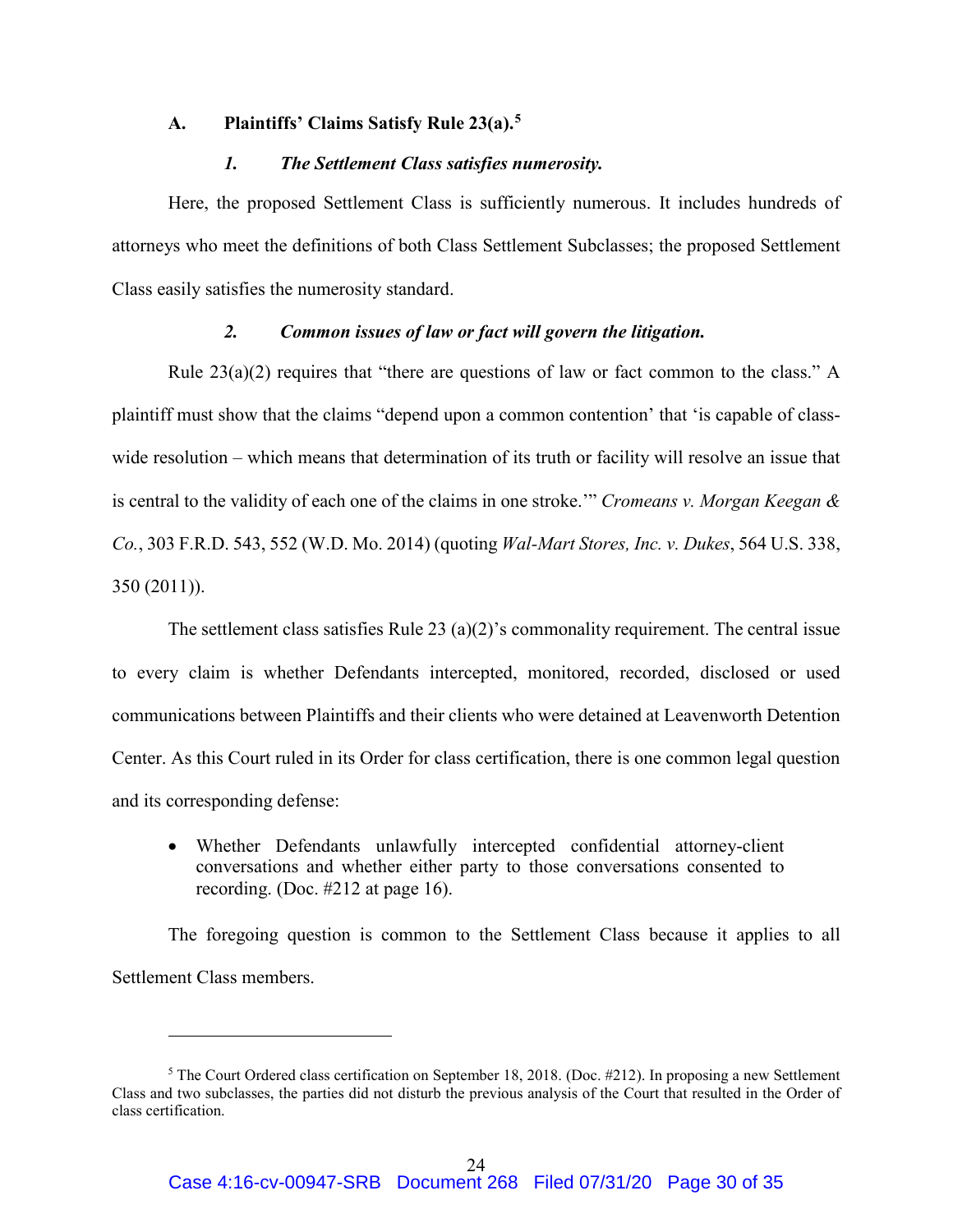### A. Plaintiffs' Claims Satisfy Rule 23(a).[5]

#### *1. The Settlement Class satisfies numerosity.*

Here, the proposed Settlement Class is sufficiently numerous. It includes hundreds of attorneys who meet the definitions of both Class Settlement Subclasses; the proposed Settlement Class easily satisfies the numerosity standard.

#### *2. Common issues of law or fact will govern the litigation.*

Rule 23(a)(2) requires that "there are questions of law or fact common to the class." A plaintiff must show that the claims "depend upon a common contention' that 'is capable of class-wide resolution – which means that determination of its truth or facility will resolve an issue that is central to the validity of each one of the claims in one stroke.'" *Cromeans v. Morgan Keegan & Co.*, 303 F.R.D. 543, 552 (W.D. Mo. 2014) (quoting *Wal-Mart Stores, Inc. v. Dukes*, 564 U.S. 338, 350 (2011)).

The settlement class satisfies Rule 23 (a)(2)'s commonality requirement. The central issue to every claim is whether Defendants intercepted, monitored, recorded, disclosed or used communications between Plaintiffs and their clients who were detained at Leavenworth Detention Center. As this Court ruled in its Order for class certification, there is one common legal question and its corresponding defense:

- Whether Defendants unlawfully intercepted confidential attorney-client conversations and whether either party to those conversations consented to recording. (Doc. #212 at page 16).

The foregoing question is common to the Settlement Class because it applies to all Settlement Class members.

---

[5] The Court Ordered class certification on September 18, 2018. (Doc. #212). In proposing a new Settlement Class and two subclasses, the parties did not disturb the previous analysis of the Court that resulted in the Order of class certification.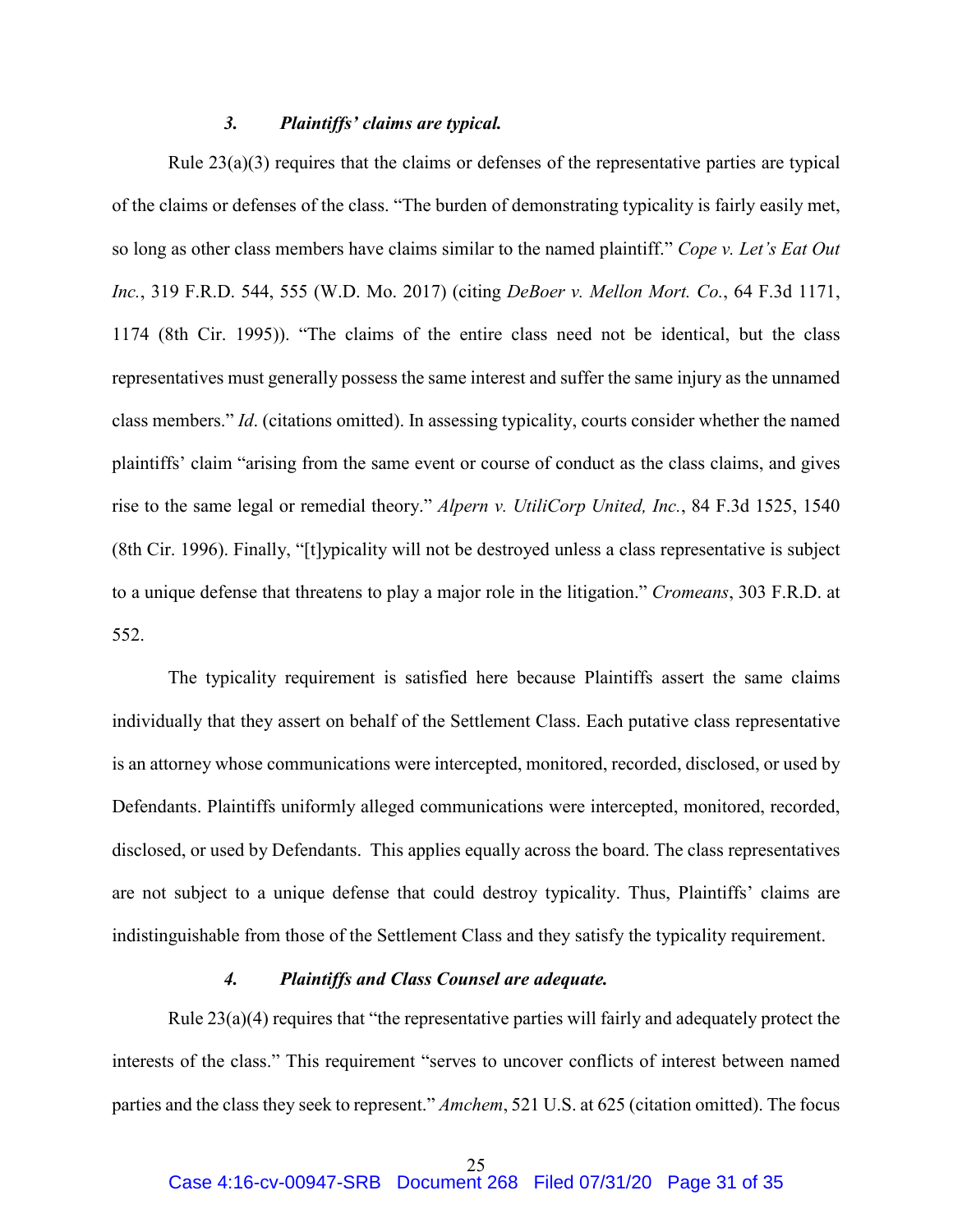### *3. Plaintiffs' claims are typical.*

Rule 23(a)(3) requires that the claims or defenses of the representative parties are typical of the claims or defenses of the class. "The burden of demonstrating typicality is fairly easily met, so long as other class members have claims similar to the named plaintiff." *Cope v. Let's Eat Out Inc.*, 319 F.R.D. 544, 555 (W.D. Mo. 2017) (citing *DeBoer v. Mellon Mort. Co.*, 64 F.3d 1171, 1174 (8th Cir. 1995)). "The claims of the entire class need not be identical, but the class representatives must generally possess the same interest and suffer the same injury as the unnamed class members." *Id*. (citations omitted). In assessing typicality, courts consider whether the named plaintiffs' claim "arising from the same event or course of conduct as the class claims, and gives rise to the same legal or remedial theory." *Alpern v. UtiliCorp United, Inc.*, 84 F.3d 1525, 1540 (8th Cir. 1996). Finally, "[t]ypicality will not be destroyed unless a class representative is subject to a unique defense that threatens to play a major role in the litigation." *Cromeans*, 303 F.R.D. at 552.

The typicality requirement is satisfied here because Plaintiffs assert the same claims individually that they assert on behalf of the Settlement Class. Each putative class representative is an attorney whose communications were intercepted, monitored, recorded, disclosed, or used by Defendants. Plaintiffs uniformly alleged communications were intercepted, monitored, recorded, disclosed, or used by Defendants. This applies equally across the board. The class representatives are not subject to a unique defense that could destroy typicality. Thus, Plaintiffs' claims are indistinguishable from those of the Settlement Class and they satisfy the typicality requirement.

### *4. Plaintiffs and Class Counsel are adequate.*

Rule 23(a)(4) requires that "the representative parties will fairly and adequately protect the interests of the class." This requirement "serves to uncover conflicts of interest between named parties and the class they seek to represent." *Amchem*, 521 U.S. at 625 (citation omitted). The focus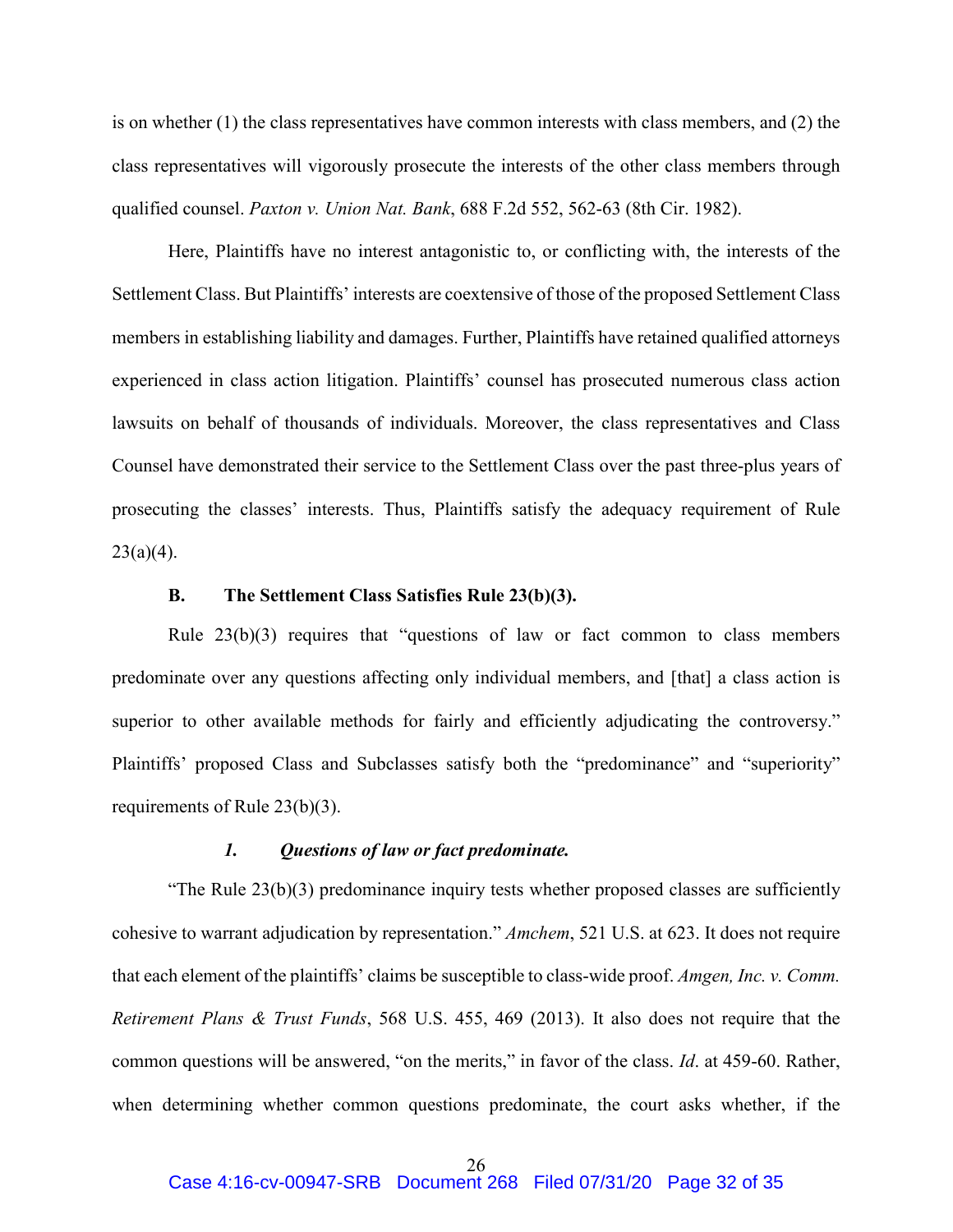is on whether (1) the class representatives have common interests with class members, and (2) the class representatives will vigorously prosecute the interests of the other class members through qualified counsel. *Paxton v. Union Nat. Bank*, 688 F.2d 552, 562-63 (8th Cir. 1982).

Here, Plaintiffs have no interest antagonistic to, or conflicting with, the interests of the Settlement Class. But Plaintiffs' interests are coextensive of those of the proposed Settlement Class members in establishing liability and damages. Further, Plaintiffs have retained qualified attorneys experienced in class action litigation. Plaintiffs' counsel has prosecuted numerous class action lawsuits on behalf of thousands of individuals. Moreover, the class representatives and Class Counsel have demonstrated their service to the Settlement Class over the past three-plus years of prosecuting the classes' interests. Thus, Plaintiffs satisfy the adequacy requirement of Rule 23(a)(4).

### B. The Settlement Class Satisfies Rule 23(b)(3).

Rule 23(b)(3) requires that "questions of law or fact common to class members predominate over any questions affecting only individual members, and [that] a class action is superior to other available methods for fairly and efficiently adjudicating the controversy." Plaintiffs' proposed Class and Subclasses satisfy both the "predominance" and "superiority" requirements of Rule 23(b)(3).

#### *1. Questions of law or fact predominate.*

"The Rule 23(b)(3) predominance inquiry tests whether proposed classes are sufficiently cohesive to warrant adjudication by representation." *Amchem*, 521 U.S. at 623. It does not require that each element of the plaintiffs' claims be susceptible to class-wide proof. *Amgen, Inc. v. Comm. Retirement Plans & Trust Funds*, 568 U.S. 455, 469 (2013). It also does not require that the common questions will be answered, "on the merits," in favor of the class. *Id*. at 459-60. Rather, when determining whether common questions predominate, the court asks whether, if the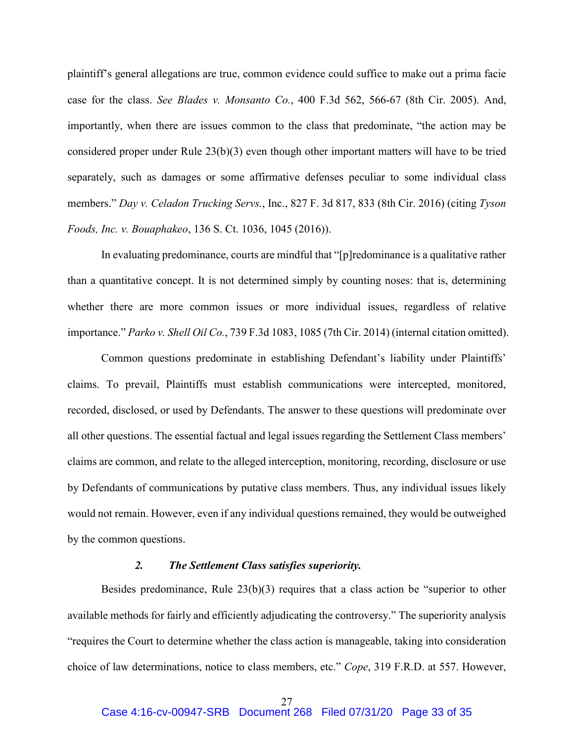plaintiff's general allegations are true, common evidence could suffice to make out a prima facie case for the class. *See Blades v. Monsanto Co.*, 400 F.3d 562, 566-67 (8th Cir. 2005). And, importantly, when there are issues common to the class that predominate, "the action may be considered proper under Rule 23(b)(3) even though other important matters will have to be tried separately, such as damages or some affirmative defenses peculiar to some individual class members." *Day v. Celadon Trucking Servs.*, Inc., 827 F. 3d 817, 833 (8th Cir. 2016) (citing *Tyson Foods, Inc. v. Bouaphakeo*, 136 S. Ct. 1036, 1045 (2016)).

In evaluating predominance, courts are mindful that "[p]redominance is a qualitative rather than a quantitative concept. It is not determined simply by counting noses: that is, determining whether there are more common issues or more individual issues, regardless of relative importance." *Parko v. Shell Oil Co.*, 739 F.3d 1083, 1085 (7th Cir. 2014) (internal citation omitted).

Common questions predominate in establishing Defendant's liability under Plaintiffs' claims. To prevail, Plaintiffs must establish communications were intercepted, monitored, recorded, disclosed, or used by Defendants. The answer to these questions will predominate over all other questions. The essential factual and legal issues regarding the Settlement Class members' claims are common, and relate to the alleged interception, monitoring, recording, disclosure or use by Defendants of communications by putative class members. Thus, any individual issues likely would not remain. However, even if any individual questions remained, they would be outweighed by the common questions.

### ***2. The Settlement Class satisfies superiority.***

Besides predominance, Rule 23(b)(3) requires that a class action be "superior to other available methods for fairly and efficiently adjudicating the controversy." The superiority analysis "requires the Court to determine whether the class action is manageable, taking into consideration choice of law determinations, notice to class members, etc." *Cope*, 319 F.R.D. at 557. However,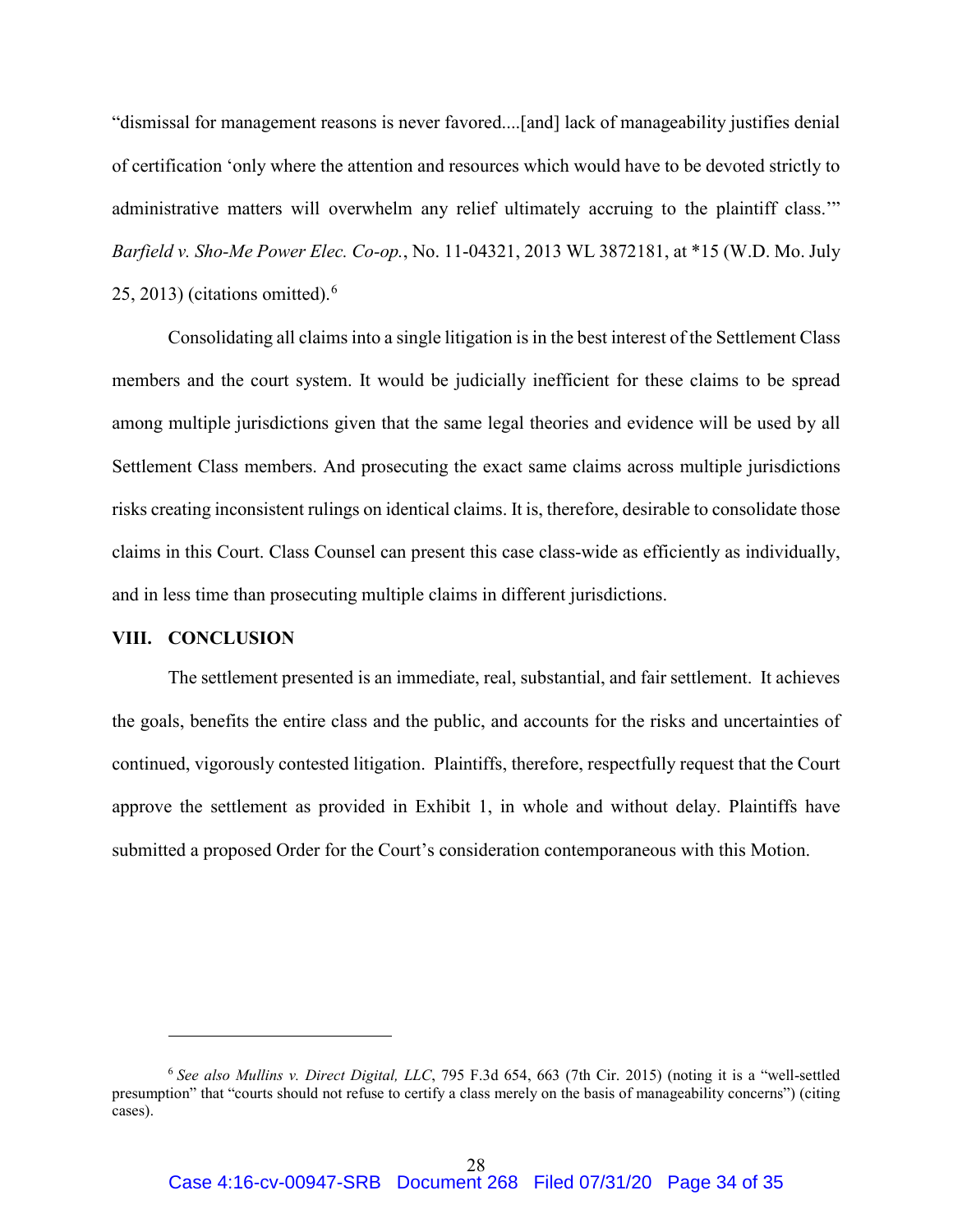"dismissal for management reasons is never favored....[and] lack of manageability justifies denial of certification 'only where the attention and resources which would have to be devoted strictly to administrative matters will overwhelm any relief ultimately accruing to the plaintiff class.'" *Barfield v. Sho-Me Power Elec. Co-op.*, No. 11-04321, 2013 WL 3872181, at *15 (W.D. Mo. July 25, 2013) (citations omitted).[6]

Consolidating all claims into a single litigation is in the best interest of the Settlement Class members and the court system. It would be judicially inefficient for these claims to be spread among multiple jurisdictions given that the same legal theories and evidence will be used by all Settlement Class members. And prosecuting the exact same claims across multiple jurisdictions risks creating inconsistent rulings on identical claims. It is, therefore, desirable to consolidate those claims in this Court. Class Counsel can present this case class-wide as efficiently as individually, and in less time than prosecuting multiple claims in different jurisdictions.

## VIII. CONCLUSION

The settlement presented is an immediate, real, substantial, and fair settlement. It achieves the goals, benefits the entire class and the public, and accounts for the risks and uncertainties of continued, vigorously contested litigation. Plaintiffs, therefore, respectfully request that the Court approve the settlement as provided in Exhibit 1, in whole and without delay. Plaintiffs have submitted a proposed Order for the Court's consideration contemporaneous with this Motion.

---

[6] *See also Mullins v. Direct Digital, LLC*, 795 F.3d 654, 663 (7th Cir. 2015) (noting it is a "well-settled presumption" that "courts should not refuse to certify a class merely on the basis of manageability concerns") (citing cases).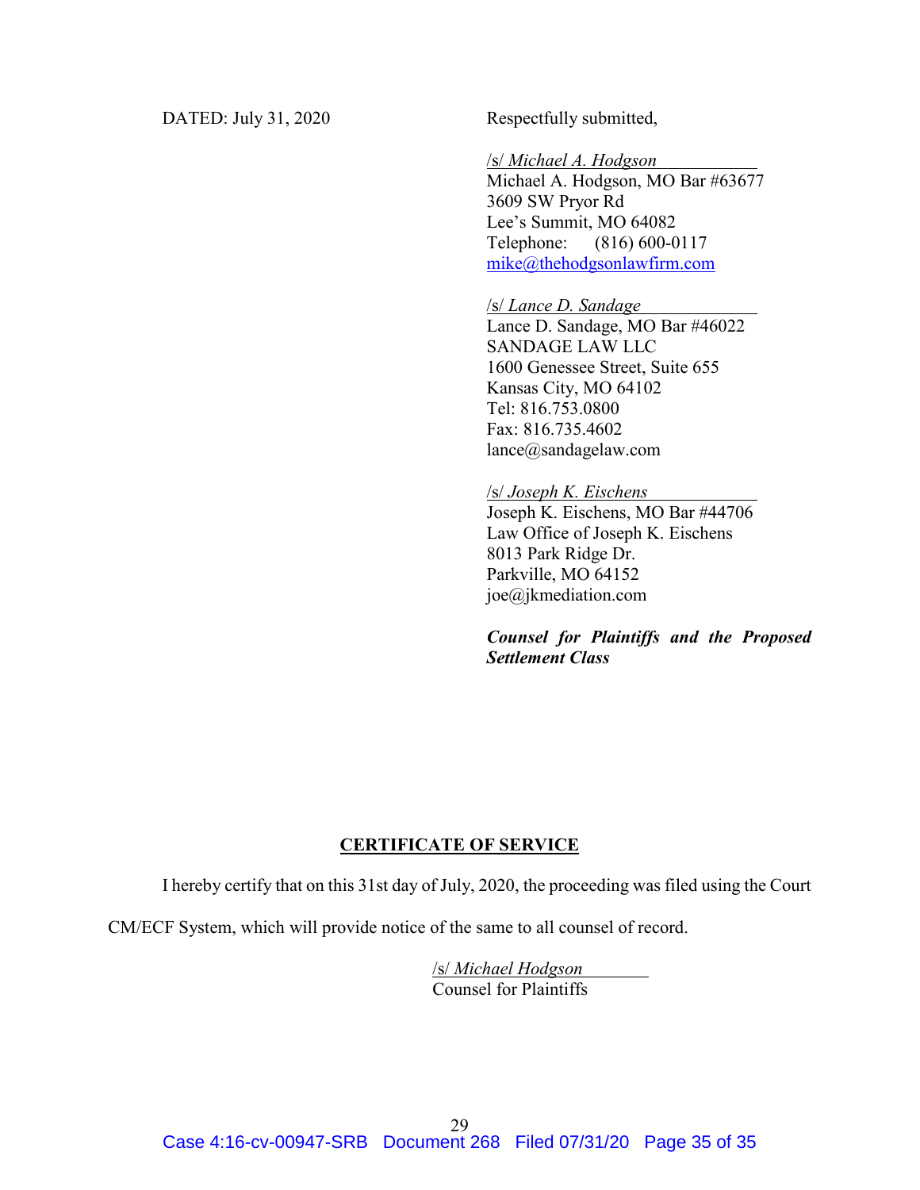DATED: July 31, 2020

Respectfully submitted,

/s/ *Michael A. Hodgson*
Michael A. Hodgson, MO Bar #63677
3609 SW Pryor Rd
Lee's Summit, MO 64082
Telephone: (816) 600-0117
mike@thehodgsonlawfirm.com

/s/ *Lance D. Sandage*
Lance D. Sandage, MO Bar #46022
SANDAGE LAW LLC
1600 Genessee Street, Suite 655
Kansas City, MO 64102
Tel: 816.753.0800
Fax: 816.735.4602
lance@sandagelaw.com

/s/ *Joseph K. Eischens*
Joseph K. Eischens, MO Bar #44706
Law Office of Joseph K. Eischens
8013 Park Ridge Dr.
Parkville, MO 64152
joe@jkmediation.com

***Counsel for Plaintiffs and the Proposed Settlement Class***

## CERTIFICATE OF SERVICE

I hereby certify that on this 31st day of July, 2020, the proceeding was filed using the Court CM/ECF System, which will provide notice of the same to all counsel of record.

/s/ *Michael Hodgson*
Counsel for Plaintiffs